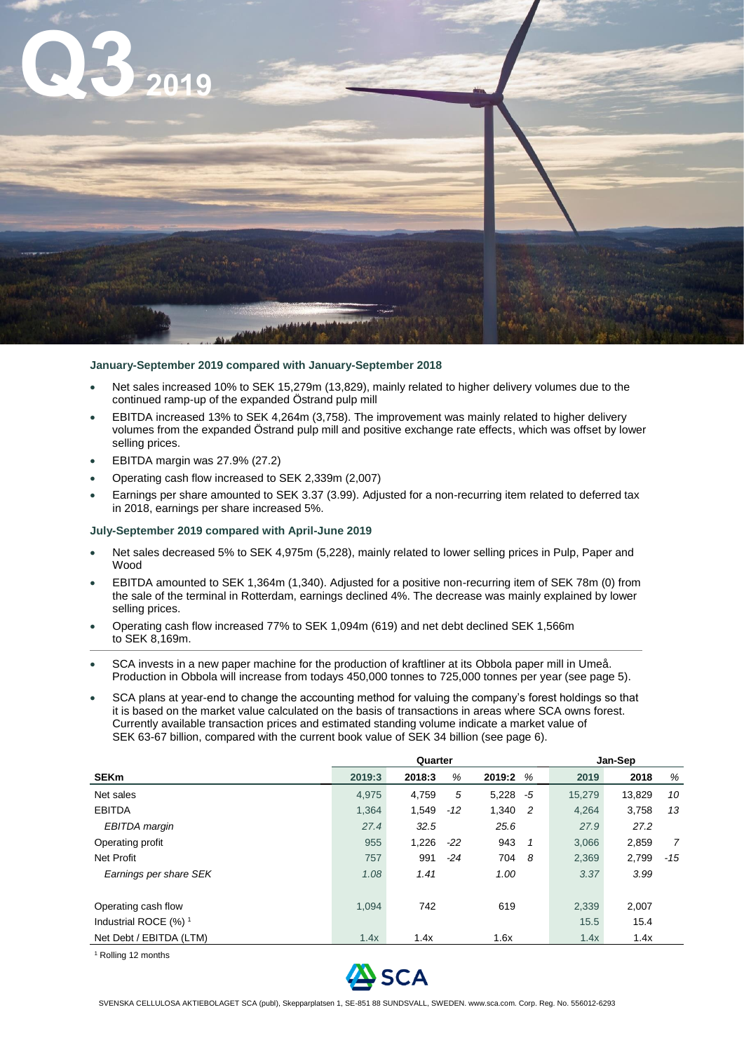# Q3 2019

**January-September 2019 compared with January-September 2018**

- Net sales increased 10% to SEK 15,279m (13,829), mainly related to higher delivery volumes due to the continued ramp-up of the expanded Östrand pulp mill
- EBITDA increased 13% to SEK 4,264m (3,758). The improvement was mainly related to higher delivery volumes from the expanded Östrand pulp mill and positive exchange rate effects, which was offset by lower selling prices.
- EBITDA margin was 27.9% (27.2)
- Operating cash flow increased to SEK 2,339m (2,007)
- Earnings per share amounted to SEK 3.37 (3.99). Adjusted for a non-recurring item related to deferred tax in 2018, earnings per share increased 5%.

**July-September 2019 compared with April-June 2019**

- Net sales decreased 5% to SEK 4,975m (5,228), mainly related to lower selling prices in Pulp, Paper and Wood
- EBITDA amounted to SEK 1,364m (1,340). Adjusted for a positive non-recurring item of SEK 78m (0) from the sale of the terminal in Rotterdam, earnings declined 4%. The decrease was mainly explained by lower selling prices.
- Operating cash flow increased 77% to SEK 1,094m (619) and net debt declined SEK 1,566m to SEK 8,169m.

---

- SCA invests in a new paper machine for the production of kraftliner at its Obbola paper mill in Umeå. Production in Obbola will increase from todays 450,000 tonnes to 725,000 tonnes per year (see page 5).
- SCA plans at year-end to change the accounting method for valuing the company's forest holdings so that it is based on the market value calculated on the basis of transactions in areas where SCA owns forest. Currently available transaction prices and estimated standing volume indicate a market value of SEK 63-67 billion, compared with the current book value of SEK 34 billion (see page 6).

| | Quarter | | | | | Jan-Sep | | |
|---|---|---|---|---|---|---|---|---|
| **SEKm** | **2019:3** | **2018:3** | *%* | **2019:2** | *%* | **2019** | **2018** | *%* |
| Net sales | 4,975 | 4,759 | *5* | 5,228 | *-5* | 15,279 | 13,829 | *10* |
| EBITDA | 1,364 | 1,549 | *-12* | 1,340 | *2* | 4,264 | 3,758 | *13* |
| *EBITDA margin* | *27.4* | *32.5* | | *25.6* | | *27.9* | *27.2* | |
| Operating profit | 955 | 1,226 | *-22* | 943 | *1* | 3,066 | 2,859 | *7* |
| Net Profit | 757 | 991 | *-24* | 704 | *8* | 2,369 | 2,799 | *-15* |
| *Earnings per share SEK* | *1.08* | *1.41* | | *1.00* | | *3.37* | *3.99* | |
| | | | | | | | | |
| Operating cash flow | 1,094 | 742 | | 619 | | 2,339 | 2,007 | |
| Industrial ROCE (%) [1] | | | | | | 15.5 | 15.4 | |
| Net Debt / EBITDA (LTM) | 1.4x | 1.4x | | 1.6x | | 1.4x | 1.4x | |

[1] Rolling 12 months

SVENSKA CELLULOSA AKTIEBOLAGET SCA (publ), Skepparplatsen 1, SE-851 88 SUNDSVALL, SWEDEN. www.sca.com. Corp. Reg. No. 556012-6293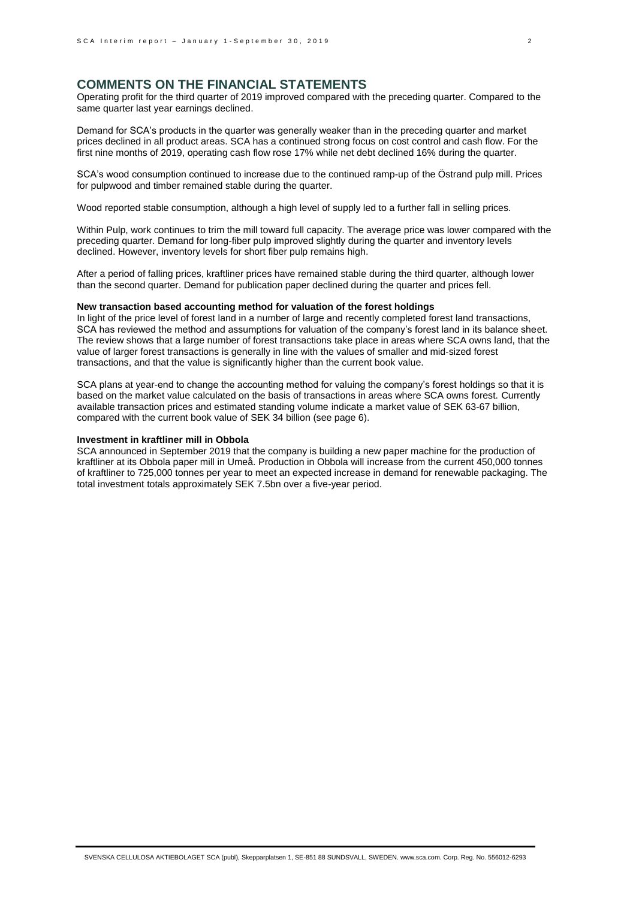## COMMENTS ON THE FINANCIAL STATEMENTS

Operating profit for the third quarter of 2019 improved compared with the preceding quarter. Compared to the same quarter last year earnings declined.

Demand for SCA's products in the quarter was generally weaker than in the preceding quarter and market prices declined in all product areas. SCA has a continued strong focus on cost control and cash flow. For the first nine months of 2019, operating cash flow rose 17% while net debt declined 16% during the quarter.

SCA's wood consumption continued to increase due to the continued ramp-up of the Östrand pulp mill. Prices for pulpwood and timber remained stable during the quarter.

Wood reported stable consumption, although a high level of supply led to a further fall in selling prices.

Within Pulp, work continues to trim the mill toward full capacity. The average price was lower compared with the preceding quarter. Demand for long-fiber pulp improved slightly during the quarter and inventory levels declined. However, inventory levels for short fiber pulp remains high.

After a period of falling prices, kraftliner prices have remained stable during the third quarter, although lower than the second quarter. Demand for publication paper declined during the quarter and prices fell.

**New transaction based accounting method for valuation of the forest holdings**

In light of the price level of forest land in a number of large and recently completed forest land transactions, SCA has reviewed the method and assumptions for valuation of the company's forest land in its balance sheet. The review shows that a large number of forest transactions take place in areas where SCA owns land, that the value of larger forest transactions is generally in line with the values of smaller and mid-sized forest transactions, and that the value is significantly higher than the current book value.

SCA plans at year-end to change the accounting method for valuing the company's forest holdings so that it is based on the market value calculated on the basis of transactions in areas where SCA owns forest. Currently available transaction prices and estimated standing volume indicate a market value of SEK 63-67 billion, compared with the current book value of SEK 34 billion (see page 6).

**Investment in kraftliner mill in Obbola**

SCA announced in September 2019 that the company is building a new paper machine for the production of kraftliner at its Obbola paper mill in Umeå. Production in Obbola will increase from the current 450,000 tonnes of kraftliner to 725,000 tonnes per year to meet an expected increase in demand for renewable packaging. The total investment totals approximately SEK 7.5bn over a five-year period.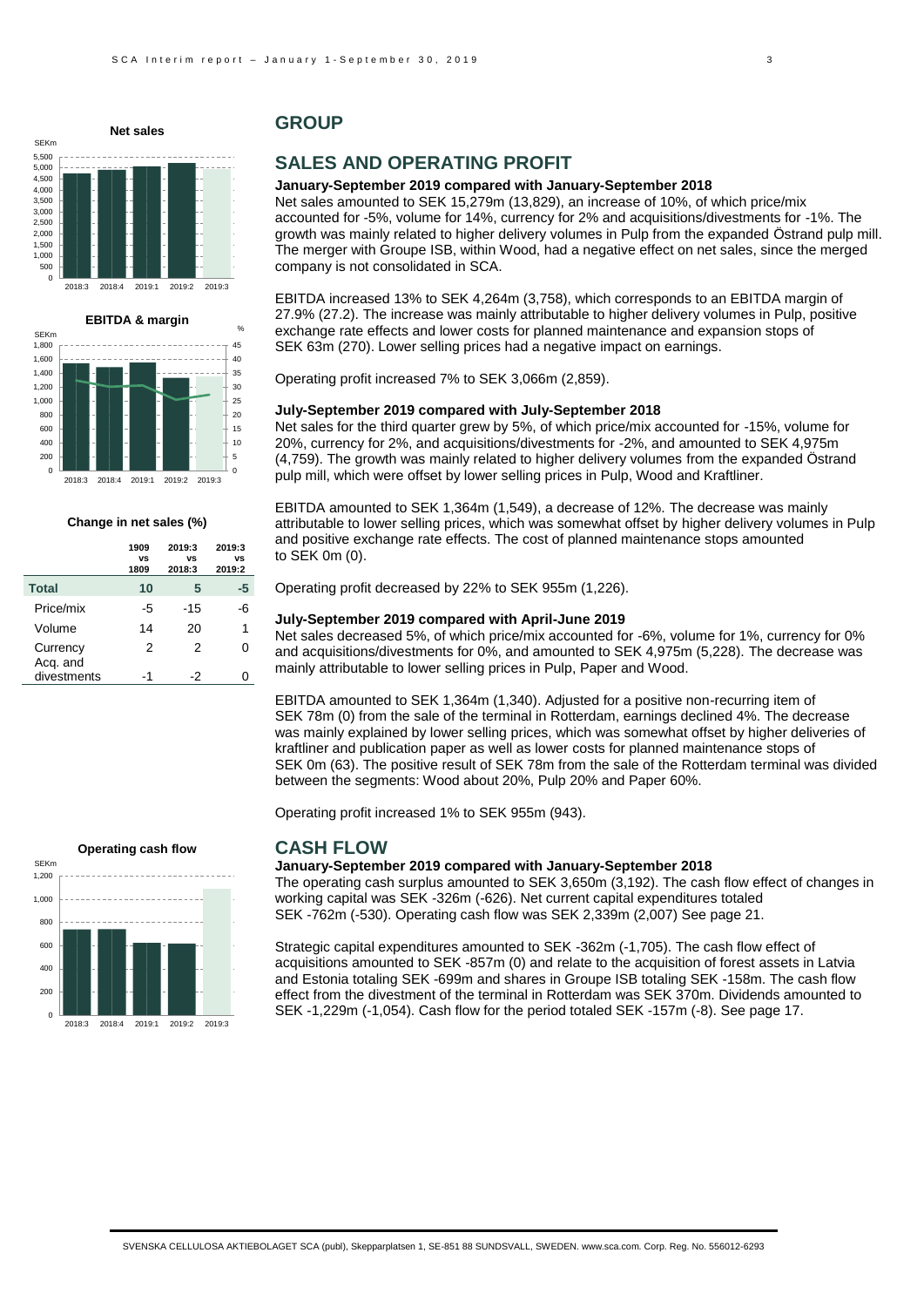**Net sales**

**EBITDA & margin**

**Change in net sales (%)**

| | 1909 vs 1809 | 2019:3 vs 2018:3 | 2019:3 vs 2019:2 |
|---|---|---|---|
| **Total** | **10** | **5** | **-5** |
| Price/mix | -5 | -15 | -6 |
| Volume | 14 | 20 | 1 |
| Currency | 2 | 2 | 0 |
| Acq. and divestments | -1 | -2 | 0 |

**Operating cash flow**

## GROUP

## SALES AND OPERATING PROFIT

### January-September 2019 compared with January-September 2018

Net sales amounted to SEK 15,279m (13,829), an increase of 10%, of which price/mix accounted for -5%, volume for 14%, currency for 2% and acquisitions/divestments for -1%. The growth was mainly related to higher delivery volumes in Pulp from the expanded Östrand pulp mill. The merger with Groupe ISB, within Wood, had a negative effect on net sales, since the merged company is not consolidated in SCA.

EBITDA increased 13% to SEK 4,264m (3,758), which corresponds to an EBITDA margin of 27.9% (27.2). The increase was mainly attributable to higher delivery volumes in Pulp, positive exchange rate effects and lower costs for planned maintenance and expansion stops of SEK 63m (270). Lower selling prices had a negative impact on earnings.

Operating profit increased 7% to SEK 3,066m (2,859).

### July-September 2019 compared with July-September 2018

Net sales for the third quarter grew by 5%, of which price/mix accounted for -15%, volume for 20%, currency for 2%, and acquisitions/divestments for -2%, and amounted to SEK 4,975m (4,759). The growth was mainly related to higher delivery volumes from the expanded Östrand pulp mill, which were offset by lower selling prices in Pulp, Wood and Kraftliner.

EBITDA amounted to SEK 1,364m (1,549), a decrease of 12%. The decrease was mainly attributable to lower selling prices, which was somewhat offset by higher delivery volumes in Pulp and positive exchange rate effects. The cost of planned maintenance stops amounted to SEK 0m (0).

Operating profit decreased by 22% to SEK 955m (1,226).

### July-September 2019 compared with April-June 2019

Net sales decreased 5%, of which price/mix accounted for -6%, volume for 1%, currency for 0% and acquisitions/divestments for 0%, and amounted to SEK 4,975m (5,228). The decrease was mainly attributable to lower selling prices in Pulp, Paper and Wood.

EBITDA amounted to SEK 1,364m (1,340). Adjusted for a positive non-recurring item of SEK 78m (0) from the sale of the terminal in Rotterdam, earnings declined 4%. The decrease was mainly explained by lower selling prices, which was somewhat offset by higher deliveries of kraftliner and publication paper as well as lower costs for planned maintenance stops of SEK 0m (63). The positive result of SEK 78m from the sale of the Rotterdam terminal was divided between the segments: Wood about 20%, Pulp 20% and Paper 60%.

Operating profit increased 1% to SEK 955m (943).

## CASH FLOW

### January-September 2019 compared with January-September 2018

The operating cash surplus amounted to SEK 3,650m (3,192). The cash flow effect of changes in working capital was SEK -326m (-626). Net current capital expenditures totaled SEK -762m (-530). Operating cash flow was SEK 2,339m (2,007) See page 21.

Strategic capital expenditures amounted to SEK -362m (-1,705). The cash flow effect of acquisitions amounted to SEK -857m (0) and relate to the acquisition of forest assets in Latvia and Estonia totaling SEK -699m and shares in Groupe ISB totaling SEK -158m. The cash flow effect from the divestment of the terminal in Rotterdam was SEK 370m. Dividends amounted to SEK -1,229m (-1,054). Cash flow for the period totaled SEK -157m (-8). See page 17.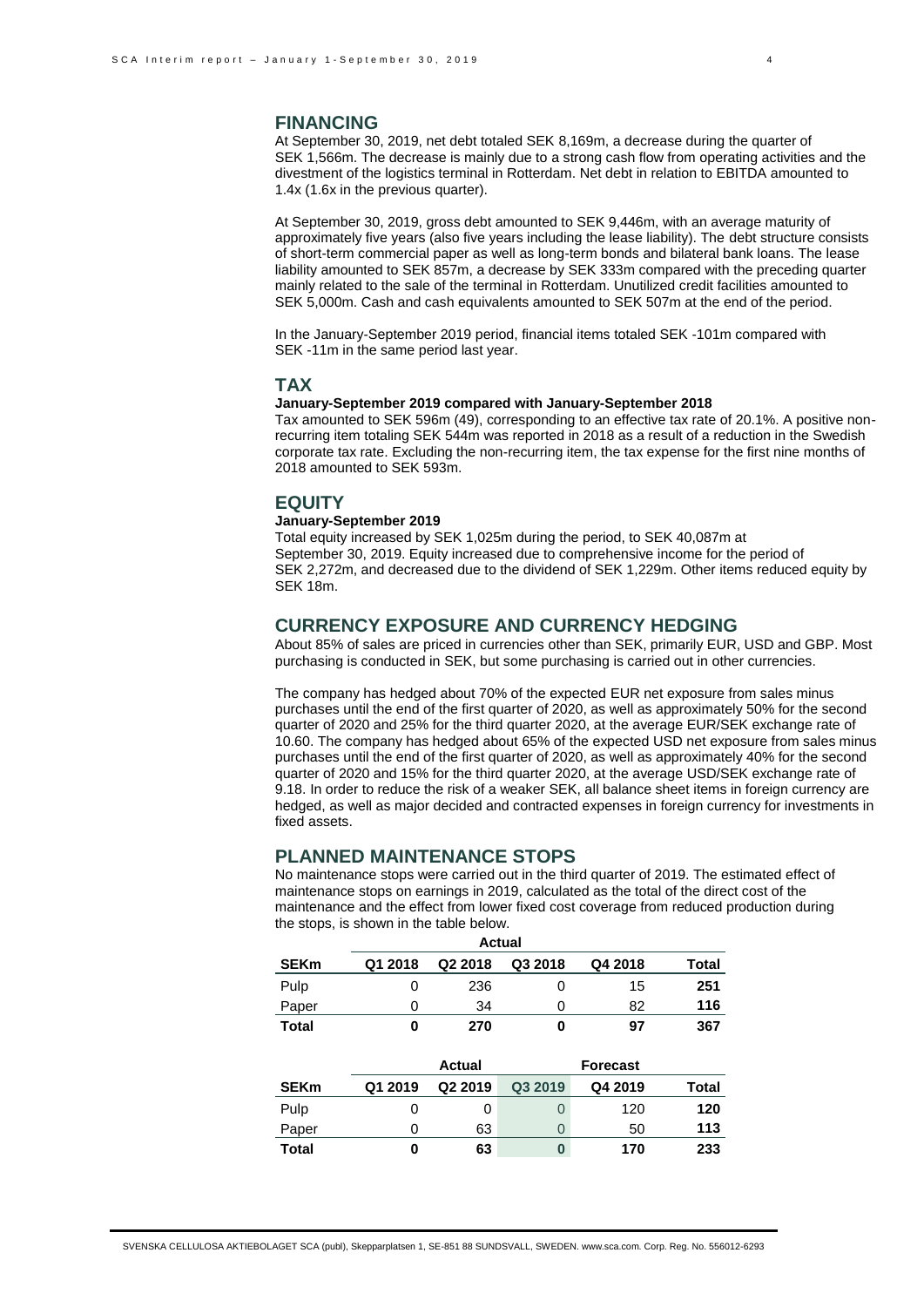## FINANCING

At September 30, 2019, net debt totaled SEK 8,169m, a decrease during the quarter of SEK 1,566m. The decrease is mainly due to a strong cash flow from operating activities and the divestment of the logistics terminal in Rotterdam. Net debt in relation to EBITDA amounted to 1.4x (1.6x in the previous quarter).

At September 30, 2019, gross debt amounted to SEK 9,446m, with an average maturity of approximately five years (also five years including the lease liability). The debt structure consists of short-term commercial paper as well as long-term bonds and bilateral bank loans. The lease liability amounted to SEK 857m, a decrease by SEK 333m compared with the preceding quarter mainly related to the sale of the terminal in Rotterdam. Unutilized credit facilities amounted to SEK 5,000m. Cash and cash equivalents amounted to SEK 507m at the end of the period.

In the January-September 2019 period, financial items totaled SEK -101m compared with SEK -11m in the same period last year.

## TAX

**January-September 2019 compared with January-September 2018**

Tax amounted to SEK 596m (49), corresponding to an effective tax rate of 20.1%. A positive non-recurring item totaling SEK 544m was reported in 2018 as a result of a reduction in the Swedish corporate tax rate. Excluding the non-recurring item, the tax expense for the first nine months of 2018 amounted to SEK 593m.

## EQUITY

**January-September 2019**

Total equity increased by SEK 1,025m during the period, to SEK 40,087m at September 30, 2019. Equity increased due to comprehensive income for the period of SEK 2,272m, and decreased due to the dividend of SEK 1,229m. Other items reduced equity by SEK 18m.

## CURRENCY EXPOSURE AND CURRENCY HEDGING

About 85% of sales are priced in currencies other than SEK, primarily EUR, USD and GBP. Most purchasing is conducted in SEK, but some purchasing is carried out in other currencies.

The company has hedged about 70% of the expected EUR net exposure from sales minus purchases until the end of the first quarter of 2020, as well as approximately 50% for the second quarter of 2020 and 25% for the third quarter 2020, at the average EUR/SEK exchange rate of 10.60. The company has hedged about 65% of the expected USD net exposure from sales minus purchases until the end of the first quarter of 2020, as well as approximately 40% for the second quarter of 2020 and 15% for the third quarter 2020, at the average USD/SEK exchange rate of 9.18. In order to reduce the risk of a weaker SEK, all balance sheet items in foreign currency are hedged, as well as major decided and contracted expenses in foreign currency for investments in fixed assets.

## PLANNED MAINTENANCE STOPS

No maintenance stops were carried out in the third quarter of 2019. The estimated effect of maintenance stops on earnings in 2019, calculated as the total of the direct cost of the maintenance and the effect from lower fixed cost coverage from reduced production during the stops, is shown in the table below.

| | Actual | | | | |
|---|---|---|---|---|---|
| **SEKm** | **Q1 2018** | **Q2 2018** | **Q3 2018** | **Q4 2018** | **Total** |
| Pulp | 0 | 236 | 0 | 15 | **251** |
| Paper | 0 | 34 | 0 | 82 | **116** |
| **Total** | **0** | **270** | **0** | **97** | **367** |

| | Actual | | | Forecast | |
|---|---|---|---|---|---|
| **SEKm** | **Q1 2019** | **Q2 2019** | **Q3 2019** | **Q4 2019** | **Total** |
| Pulp | 0 | 0 | 0 | 120 | **120** |
| Paper | 0 | 63 | 0 | 50 | **113** |
| **Total** | **0** | **63** | **0** | **170** | **233** |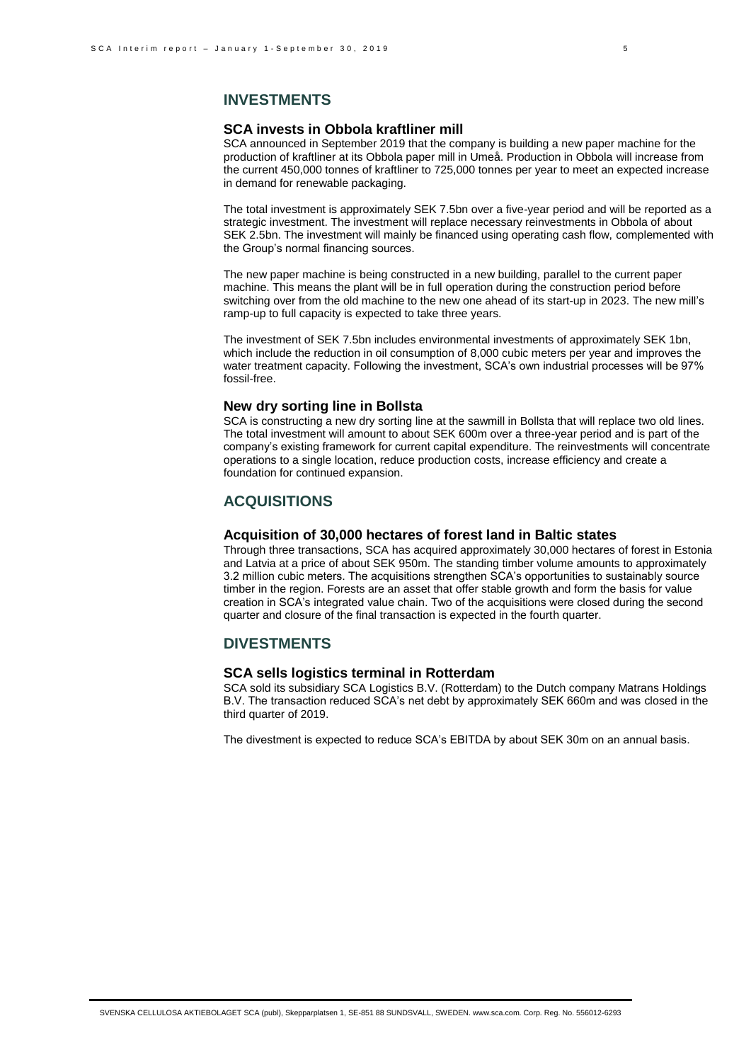## INVESTMENTS

### SCA invests in Obbola kraftliner mill

SCA announced in September 2019 that the company is building a new paper machine for the production of kraftliner at its Obbola paper mill in Umeå. Production in Obbola will increase from the current 450,000 tonnes of kraftliner to 725,000 tonnes per year to meet an expected increase in demand for renewable packaging.

The total investment is approximately SEK 7.5bn over a five-year period and will be reported as a strategic investment. The investment will replace necessary reinvestments in Obbola of about SEK 2.5bn. The investment will mainly be financed using operating cash flow, complemented with the Group's normal financing sources.

The new paper machine is being constructed in a new building, parallel to the current paper machine. This means the plant will be in full operation during the construction period before switching over from the old machine to the new one ahead of its start-up in 2023. The new mill's ramp-up to full capacity is expected to take three years.

The investment of SEK 7.5bn includes environmental investments of approximately SEK 1bn, which include the reduction in oil consumption of 8,000 cubic meters per year and improves the water treatment capacity. Following the investment, SCA's own industrial processes will be 97% fossil-free.

### New dry sorting line in Bollsta

SCA is constructing a new dry sorting line at the sawmill in Bollsta that will replace two old lines. The total investment will amount to about SEK 600m over a three-year period and is part of the company's existing framework for current capital expenditure. The reinvestments will concentrate operations to a single location, reduce production costs, increase efficiency and create a foundation for continued expansion.

## ACQUISITIONS

### Acquisition of 30,000 hectares of forest land in Baltic states

Through three transactions, SCA has acquired approximately 30,000 hectares of forest in Estonia and Latvia at a price of about SEK 950m. The standing timber volume amounts to approximately 3.2 million cubic meters. The acquisitions strengthen SCA's opportunities to sustainably source timber in the region. Forests are an asset that offer stable growth and form the basis for value creation in SCA's integrated value chain. Two of the acquisitions were closed during the second quarter and closure of the final transaction is expected in the fourth quarter.

## DIVESTMENTS

### SCA sells logistics terminal in Rotterdam

SCA sold its subsidiary SCA Logistics B.V. (Rotterdam) to the Dutch company Matrans Holdings B.V. The transaction reduced SCA's net debt by approximately SEK 660m and was closed in the third quarter of 2019.

The divestment is expected to reduce SCA's EBITDA by about SEK 30m on an annual basis.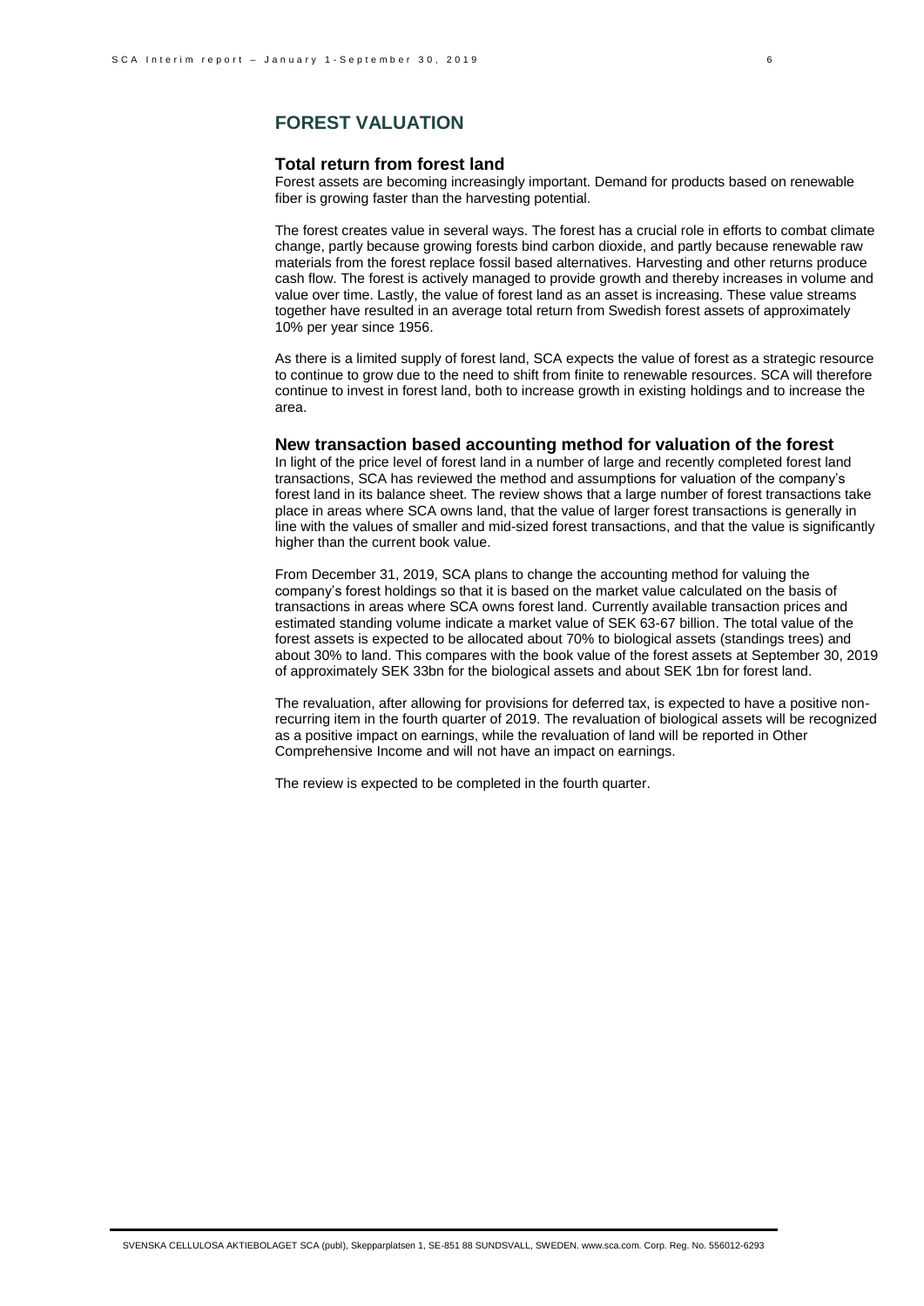## FOREST VALUATION

### Total return from forest land

Forest assets are becoming increasingly important. Demand for products based on renewable fiber is growing faster than the harvesting potential.

The forest creates value in several ways. The forest has a crucial role in efforts to combat climate change, partly because growing forests bind carbon dioxide, and partly because renewable raw materials from the forest replace fossil based alternatives. Harvesting and other returns produce cash flow. The forest is actively managed to provide growth and thereby increases in volume and value over time. Lastly, the value of forest land as an asset is increasing. These value streams together have resulted in an average total return from Swedish forest assets of approximately 10% per year since 1956.

As there is a limited supply of forest land, SCA expects the value of forest as a strategic resource to continue to grow due to the need to shift from finite to renewable resources. SCA will therefore continue to invest in forest land, both to increase growth in existing holdings and to increase the area.

### New transaction based accounting method for valuation of the forest

In light of the price level of forest land in a number of large and recently completed forest land transactions, SCA has reviewed the method and assumptions for valuation of the company's forest land in its balance sheet. The review shows that a large number of forest transactions take place in areas where SCA owns land, that the value of larger forest transactions is generally in line with the values of smaller and mid-sized forest transactions, and that the value is significantly higher than the current book value.

From December 31, 2019, SCA plans to change the accounting method for valuing the company's forest holdings so that it is based on the market value calculated on the basis of transactions in areas where SCA owns forest land. Currently available transaction prices and estimated standing volume indicate a market value of SEK 63-67 billion. The total value of the forest assets is expected to be allocated about 70% to biological assets (standings trees) and about 30% to land. This compares with the book value of the forest assets at September 30, 2019 of approximately SEK 33bn for the biological assets and about SEK 1bn for forest land.

The revaluation, after allowing for provisions for deferred tax, is expected to have a positive non-recurring item in the fourth quarter of 2019. The revaluation of biological assets will be recognized as a positive impact on earnings, while the revaluation of land will be reported in Other Comprehensive Income and will not have an impact on earnings.

The review is expected to be completed in the fourth quarter.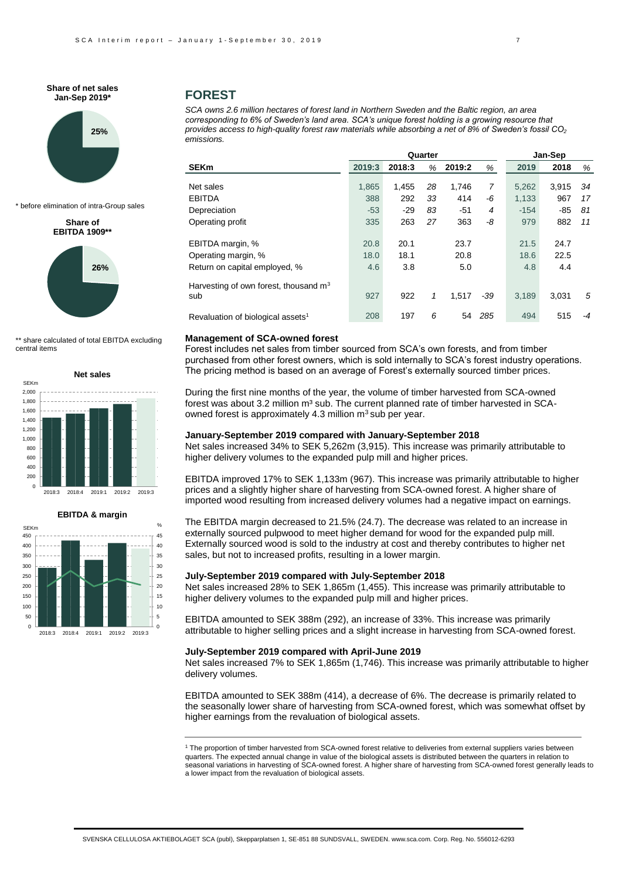**Share of net sales Jan-Sep 2019***

25%

* before elimination of intra-Group sales

**Share of EBITDA 1909****

26%

** share calculated of total EBITDA excluding central items

**Net sales**

**EBITDA & margin**

## FOREST

*SCA owns 2.6 million hectares of forest land in Northern Sweden and the Baltic region, an area corresponding to 6% of Sweden's land area. SCA's unique forest holding is a growing resource that provides access to high-quality forest raw materials while absorbing a net of 8% of Sweden's fossil $CO_2$ emissions.*

| | Quarter | | | | | Jan-Sep | | |
|---|---|---|---|---|---|---|---|---|
| **SEKm** | **2019:3** | **2018:3** | *%* | **2019:2** | *%* | **2019** | **2018** | *%* |
| Net sales | 1,865 | 1,455 | *28* | 1,746 | *7* | 5,262 | 3,915 | *34* |
| EBITDA | 388 | 292 | *33* | 414 | *-6* | 1,133 | 967 | *17* |
| Depreciation | -53 | -29 | *83* | -51 | *4* | -154 | -85 | *81* |
| Operating profit | 335 | 263 | *27* | 363 | *-8* | 979 | 882 | *11* |
| EBITDA margin, % | 20.8 | 20.1 | | 23.7 | | 21.5 | 24.7 | |
| Operating margin, % | 18.0 | 18.1 | | 20.8 | | 18.6 | 22.5 | |
| Return on capital employed, % | 4.6 | 3.8 | | 5.0 | | 4.8 | 4.4 | |
| Harvesting of own forest, thousand $m^3$ sub | 927 | 922 | *1* | 1,517 | *-39* | 3,189 | 3,031 | *5* |
| Revaluation of biological assets[1] | 208 | 197 | *6* | 54 | *285* | 494 | 515 | *-4* |

**Management of SCA-owned forest**

Forest includes net sales from timber sourced from SCA's own forests, and from timber purchased from other forest owners, which is sold internally to SCA's forest industry operations. The pricing method is based on an average of Forest's externally sourced timber prices.

During the first nine months of the year, the volume of timber harvested from SCA-owned forest was about 3.2 million $m^3$ sub. The current planned rate of timber harvested in SCA-owned forest is approximately 4.3 million $m^3$ sub per year.

**January-September 2019 compared with January-September 2018**

Net sales increased 34% to SEK 5,262m (3,915). This increase was primarily attributable to higher delivery volumes to the expanded pulp mill and higher prices.

EBITDA improved 17% to SEK 1,133m (967). This increase was primarily attributable to higher prices and a slightly higher share of harvesting from SCA-owned forest. A higher share of imported wood resulting from increased delivery volumes had a negative impact on earnings.

The EBITDA margin decreased to 21.5% (24.7). The decrease was related to an increase in externally sourced pulpwood to meet higher demand for wood for the expanded pulp mill. Externally sourced wood is sold to the industry at cost and thereby contributes to higher net sales, but not to increased profits, resulting in a lower margin.

**July-September 2019 compared with July-September 2018**

Net sales increased 28% to SEK 1,865m (1,455). This increase was primarily attributable to higher delivery volumes to the expanded pulp mill and higher prices.

EBITDA amounted to SEK 388m (292), an increase of 33%. This increase was primarily attributable to higher selling prices and a slight increase in harvesting from SCA-owned forest.

**July-September 2019 compared with April-June 2019**

Net sales increased 7% to SEK 1,865m (1,746). This increase was primarily attributable to higher delivery volumes.

EBITDA amounted to SEK 388m (414), a decrease of 6%. The decrease is primarily related to the seasonally lower share of harvesting from SCA-owned forest, which was somewhat offset by higher earnings from the revaluation of biological assets.

---

[1] The proportion of timber harvested from SCA-owned forest relative to deliveries from external suppliers varies between quarters. The expected annual change in value of the biological assets is distributed between the quarters in relation to seasonal variations in harvesting of SCA-owned forest. A higher share of harvesting from SCA-owned forest generally leads to a lower impact from the revaluation of biological assets.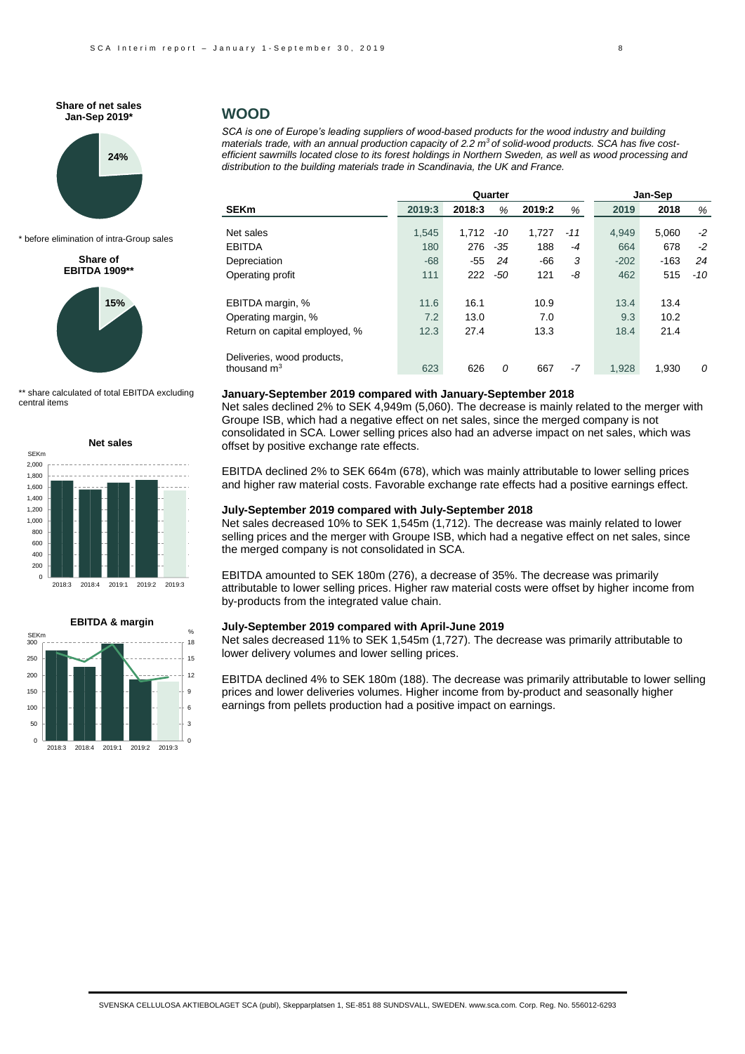## WOOD

*SCA is one of Europe's leading suppliers of wood-based products for the wood industry and building materials trade, with an annual production capacity of 2.2 $m^3$ of solid-wood products. SCA has five cost-efficient sawmills located close to its forest holdings in Northern Sweden, as well as wood processing and distribution to the building materials trade in Scandinavia, the UK and France.*

**Share of net sales Jan-Sep 2019***

24%

\* before elimination of intra-Group sales

**Share of EBITDA 1909****

15%

\*\* share calculated of total EBITDA excluding central items

| SEKm | Quarter | | | | | Jan-Sep | | |
|---|---|---|---|---|---|---|---|---|
| | 2019:3 | 2018:3 | % | 2019:2 | % | 2019 | 2018 | % |
| Net sales | 1,545 | 1,712 | -10 | 1,727 | -11 | 4,949 | 5,060 | -2 |
| EBITDA | 180 | 276 | -35 | 188 | -4 | 664 | 678 | -2 |
| Depreciation | -68 | -55 | 24 | -66 | 3 | -202 | -163 | 24 |
| Operating profit | 111 | 222 | -50 | 121 | -8 | 462 | 515 | -10 |
| EBITDA margin, % | 11.6 | 16.1 | | 10.9 | | 13.4 | 13.4 | |
| Operating margin, % | 7.2 | 13.0 | | 7.0 | | 9.3 | 10.2 | |
| Return on capital employed, % | 12.3 | 27.4 | | 13.3 | | 18.4 | 21.4 | |
| Deliveries, wood products, thousand $m^3$ | 623 | 626 | 0 | 667 | -7 | 1,928 | 1,930 | 0 |

**January-September 2019 compared with January-September 2018**

Net sales declined 2% to SEK 4,949m (5,060). The decrease is mainly related to the merger with Groupe ISB, which had a negative effect on net sales, since the merged company is not consolidated in SCA. Lower selling prices also had an adverse impact on net sales, which was offset by positive exchange rate effects.

EBITDA declined 2% to SEK 664m (678), which was mainly attributable to lower selling prices and higher raw material costs. Favorable exchange rate effects had a positive earnings effect.

**July-September 2019 compared with July-September 2018**

Net sales decreased 10% to SEK 1,545m (1,712). The decrease was mainly related to lower selling prices and the merger with Groupe ISB, which had a negative effect on net sales, since the merged company is not consolidated in SCA.

EBITDA amounted to SEK 180m (276), a decrease of 35%. The decrease was primarily attributable to lower selling prices. Higher raw material costs were offset by higher income from by-products from the integrated value chain.

**July-September 2019 compared with April-June 2019**

Net sales decreased 11% to SEK 1,545m (1,727). The decrease was primarily attributable to lower delivery volumes and lower selling prices.

EBITDA declined 4% to SEK 180m (188). The decrease was primarily attributable to lower selling prices and lower deliveries volumes. Higher income from by-product and seasonally higher earnings from pellets production had a positive impact on earnings.

**Net sales**

**EBITDA & margin**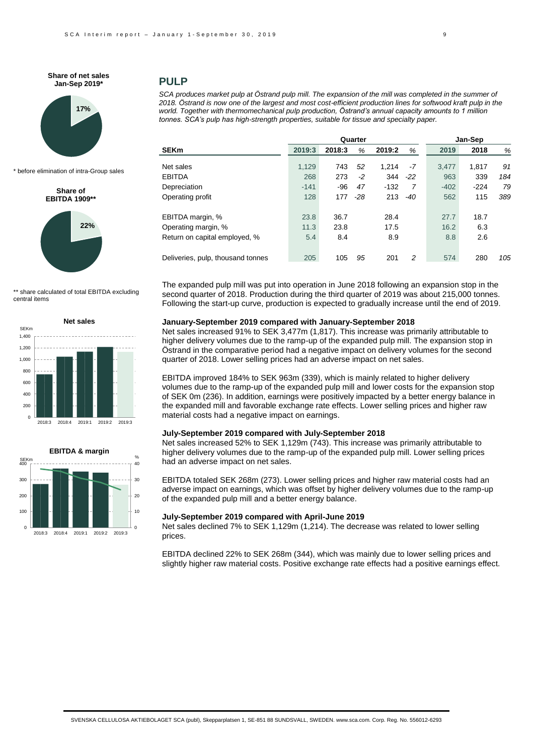**Share of net sales Jan-Sep 2019***

17%

\* before elimination of intra-Group sales

**Share of EBITDA 1909****

22%

** share calculated of total EBITDA excluding central items

**Net sales**

**EBITDA & margin**

## PULP

*SCA produces market pulp at Östrand pulp mill. The expansion of the mill was completed in the summer of 2018. Östrand is now one of the largest and most cost-efficient production lines for softwood kraft pulp in the world. Together with thermomechanical pulp production, Östrand's annual capacity amounts to 1 million tonnes. SCA's pulp has high-strength properties, suitable for tissue and specialty paper.*

| | Quarter | | | | | Jan-Sep | | |
|---|---|---|---|---|---|---|---|---|
| **SEKm** | **2019:3** | **2018:3** | *%* | **2019:2** | *%* | **2019** | **2018** | *%* |
| Net sales | 1,129 | 743 | *52* | 1,214 | *-7* | 3,477 | 1,817 | *91* |
| EBITDA | 268 | 273 | *-2* | 344 | *-22* | 963 | 339 | *184* |
| Depreciation | -141 | -96 | *47* | -132 | *7* | -402 | -224 | *79* |
| Operating profit | 128 | 177 | *-28* | 213 | *-40* | 562 | 115 | *389* |
| EBITDA margin, % | 23.8 | 36.7 | | 28.4 | | 27.7 | 18.7 | |
| Operating margin, % | 11.3 | 23.8 | | 17.5 | | 16.2 | 6.3 | |
| Return on capital employed, % | 5.4 | 8.4 | | 8.9 | | 8.8 | 2.6 | |
| Deliveries, pulp, thousand tonnes | 205 | 105 | *95* | 201 | *2* | 574 | 280 | *105* |

The expanded pulp mill was put into operation in June 2018 following an expansion stop in the second quarter of 2018. Production during the third quarter of 2019 was about 215,000 tonnes. Following the start-up curve, production is expected to gradually increase until the end of 2019.

### January-September 2019 compared with January-September 2018

Net sales increased 91% to SEK 3,477m (1,817). This increase was primarily attributable to higher delivery volumes due to the ramp-up of the expanded pulp mill. The expansion stop in Östrand in the comparative period had a negative impact on delivery volumes for the second quarter of 2018. Lower selling prices had an adverse impact on net sales.

EBITDA improved 184% to SEK 963m (339), which is mainly related to higher delivery volumes due to the ramp-up of the expanded pulp mill and lower costs for the expansion stop of SEK 0m (236). In addition, earnings were positively impacted by a better energy balance in the expanded mill and favorable exchange rate effects. Lower selling prices and higher raw material costs had a negative impact on earnings.

### July-September 2019 compared with July-September 2018

Net sales increased 52% to SEK 1,129m (743). This increase was primarily attributable to higher delivery volumes due to the ramp-up of the expanded pulp mill. Lower selling prices had an adverse impact on net sales.

EBITDA totaled SEK 268m (273). Lower selling prices and higher raw material costs had an adverse impact on earnings, which was offset by higher delivery volumes due to the ramp-up of the expanded pulp mill and a better energy balance.

### July-September 2019 compared with April-June 2019

Net sales declined 7% to SEK 1,129m (1,214). The decrease was related to lower selling prices.

EBITDA declined 22% to SEK 268m (344), which was mainly due to lower selling prices and slightly higher raw material costs. Positive exchange rate effects had a positive earnings effect.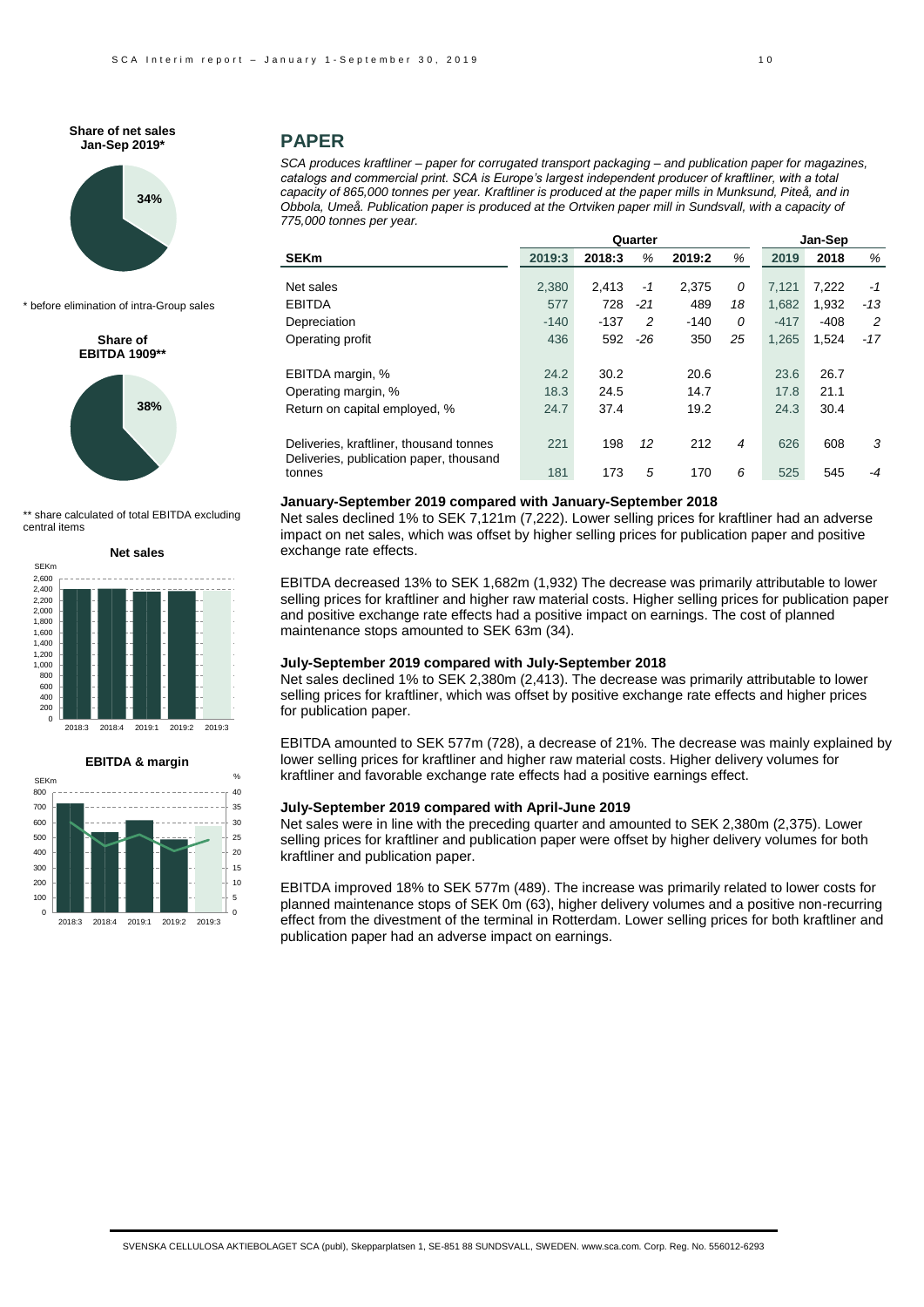**Share of net sales Jan-Sep 2019***

34%

\* before elimination of intra-Group sales

**Share of EBITDA 1909****

38%

\*\* share calculated of total EBITDA excluding central items

**Net sales**

**EBITDA & margin**

## PAPER

*SCA produces kraftliner – paper for corrugated transport packaging – and publication paper for magazines, catalogs and commercial print. SCA is Europe's largest independent producer of kraftliner, with a total capacity of 865,000 tonnes per year. Kraftliner is produced at the paper mills in Munksund, Piteå, and in Obbola, Umeå. Publication paper is produced at the Ortviken paper mill in Sundsvall, with a capacity of 775,000 tonnes per year.*

| | Quarter | | | | | Jan-Sep | | |
|---|---|---|---|---|---|---|---|---|
| **SEKm** | **2019:3** | **2018:3** | *%* | **2019:2** | *%* | **2019** | **2018** | *%* |
| Net sales | 2,380 | 2,413 | *-1* | 2,375 | *0* | 7,121 | 7,222 | *-1* |
| EBITDA | 577 | 728 | *-21* | 489 | *18* | 1,682 | 1,932 | *-13* |
| Depreciation | -140 | -137 | *2* | -140 | *0* | -417 | -408 | *2* |
| Operating profit | 436 | 592 | *-26* | 350 | *25* | 1,265 | 1,524 | *-17* |
| EBITDA margin, % | 24.2 | 30.2 | | 20.6 | | 23.6 | 26.7 | |
| Operating margin, % | 18.3 | 24.5 | | 14.7 | | 17.8 | 21.1 | |
| Return on capital employed, % | 24.7 | 37.4 | | 19.2 | | 24.3 | 30.4 | |
| Deliveries, kraftliner, thousand tonnes | 221 | 198 | *12* | 212 | *4* | 626 | 608 | *3* |
| Deliveries, publication paper, thousand tonnes | 181 | 173 | *5* | 170 | *6* | 525 | 545 | *-4* |

### January-September 2019 compared with January-September 2018

Net sales declined 1% to SEK 7,121m (7,222). Lower selling prices for kraftliner had an adverse impact on net sales, which was offset by higher selling prices for publication paper and positive exchange rate effects.

EBITDA decreased 13% to SEK 1,682m (1,932) The decrease was primarily attributable to lower selling prices for kraftliner and higher raw material costs. Higher selling prices for publication paper and positive exchange rate effects had a positive impact on earnings. The cost of planned maintenance stops amounted to SEK 63m (34).

### July-September 2019 compared with July-September 2018

Net sales declined 1% to SEK 2,380m (2,413). The decrease was primarily attributable to lower selling prices for kraftliner, which was offset by positive exchange rate effects and higher prices for publication paper.

EBITDA amounted to SEK 577m (728), a decrease of 21%. The decrease was mainly explained by lower selling prices for kraftliner and higher raw material costs. Higher delivery volumes for kraftliner and favorable exchange rate effects had a positive earnings effect.

### July-September 2019 compared with April-June 2019

Net sales were in line with the preceding quarter and amounted to SEK 2,380m (2,375). Lower selling prices for kraftliner and publication paper were offset by higher delivery volumes for both kraftliner and publication paper.

EBITDA improved 18% to SEK 577m (489). The increase was primarily related to lower costs for planned maintenance stops of SEK 0m (63), higher delivery volumes and a positive non-recurring effect from the divestment of the terminal in Rotterdam. Lower selling prices for both kraftliner and publication paper had an adverse impact on earnings.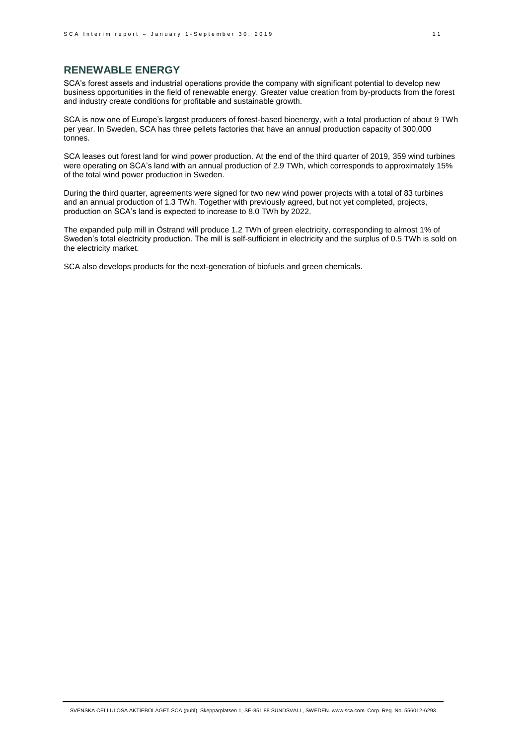## RENEWABLE ENERGY

SCA's forest assets and industrial operations provide the company with significant potential to develop new business opportunities in the field of renewable energy. Greater value creation from by-products from the forest and industry create conditions for profitable and sustainable growth.

SCA is now one of Europe's largest producers of forest-based bioenergy, with a total production of about 9 TWh per year. In Sweden, SCA has three pellets factories that have an annual production capacity of 300,000 tonnes.

SCA leases out forest land for wind power production. At the end of the third quarter of 2019, 359 wind turbines were operating on SCA's land with an annual production of 2.9 TWh, which corresponds to approximately 15% of the total wind power production in Sweden.

During the third quarter, agreements were signed for two new wind power projects with a total of 83 turbines and an annual production of 1.3 TWh. Together with previously agreed, but not yet completed, projects, production on SCA's land is expected to increase to 8.0 TWh by 2022.

The expanded pulp mill in Östrand will produce 1.2 TWh of green electricity, corresponding to almost 1% of Sweden's total electricity production. The mill is self-sufficient in electricity and the surplus of 0.5 TWh is sold on the electricity market.

SCA also develops products for the next-generation of biofuels and green chemicals.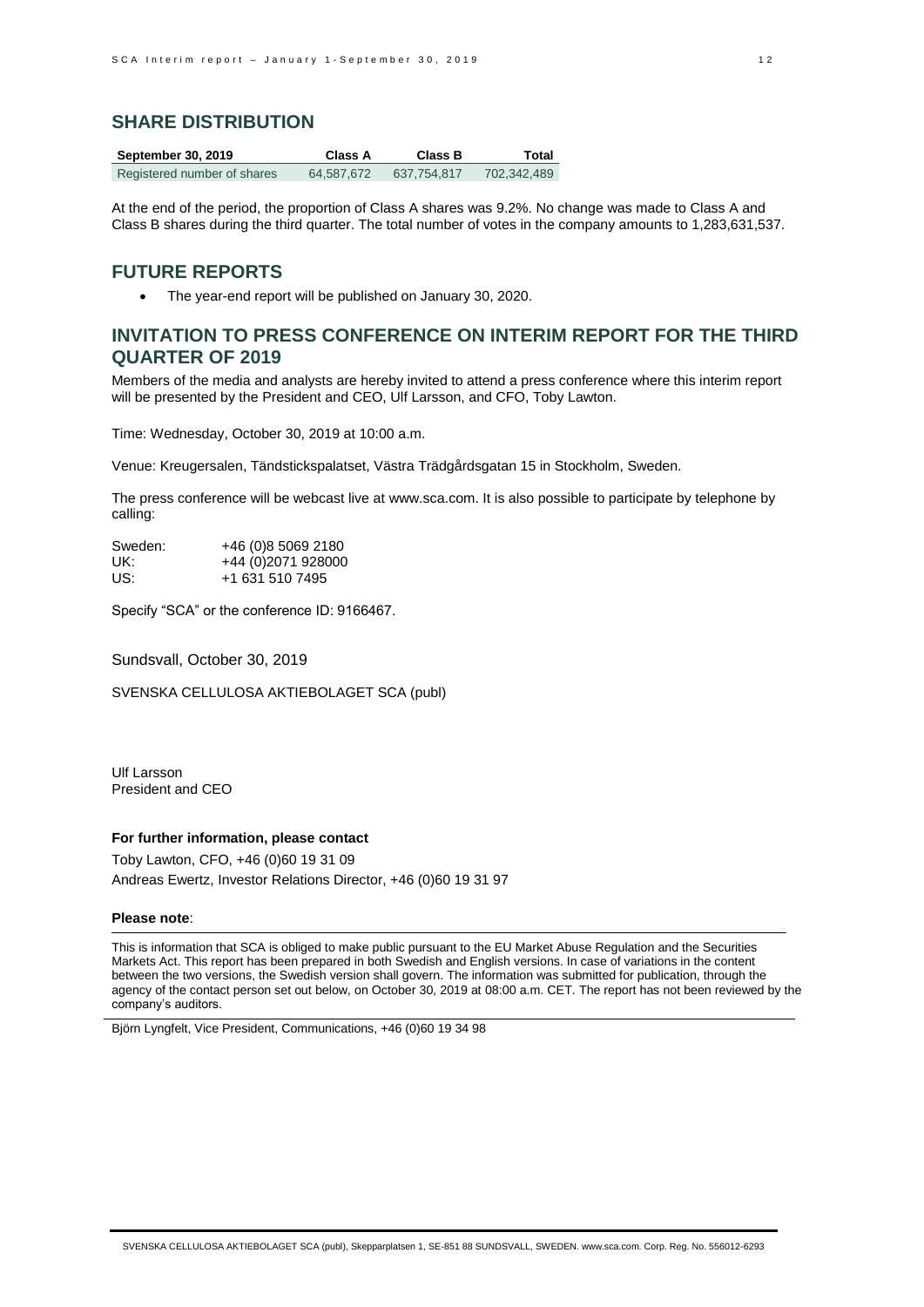## SHARE DISTRIBUTION

| September 30, 2019 | Class A | Class B | Total |
|---|---|---|---|
| Registered number of shares | 64,587,672 | 637,754,817 | 702,342,489 |

At the end of the period, the proportion of Class A shares was 9.2%. No change was made to Class A and Class B shares during the third quarter. The total number of votes in the company amounts to 1,283,631,537.

## FUTURE REPORTS

- The year-end report will be published on January 30, 2020.

## INVITATION TO PRESS CONFERENCE ON INTERIM REPORT FOR THE THIRD QUARTER OF 2019

Members of the media and analysts are hereby invited to attend a press conference where this interim report will be presented by the President and CEO, Ulf Larsson, and CFO, Toby Lawton.

Time: Wednesday, October 30, 2019 at 10:00 a.m.

Venue: Kreugersalen, Tändstickspalatset, Västra Trädgårdsgatan 15 in Stockholm, Sweden.

The press conference will be webcast live at www.sca.com. It is also possible to participate by telephone by calling:

Sweden: +46 (0)8 5069 2180
UK: +44 (0)2071 928000
US: +1 631 510 7495

Specify "SCA" or the conference ID: 9166467.

Sundsvall, October 30, 2019

SVENSKA CELLULOSA AKTIEBOLAGET SCA (publ)

Ulf Larsson
President and CEO

**For further information, please contact**

Toby Lawton, CFO, +46 (0)60 19 31 09
Andreas Ewertz, Investor Relations Director, +46 (0)60 19 31 97

**Please note**:

This is information that SCA is obliged to make public pursuant to the EU Market Abuse Regulation and the Securities Markets Act. This report has been prepared in both Swedish and English versions. In case of variations in the content between the two versions, the Swedish version shall govern. The information was submitted for publication, through the agency of the contact person set out below, on October 30, 2019 at 08:00 a.m. CET. The report has not been reviewed by the company's auditors.

Björn Lyngfelt, Vice President, Communications, +46 (0)60 19 34 98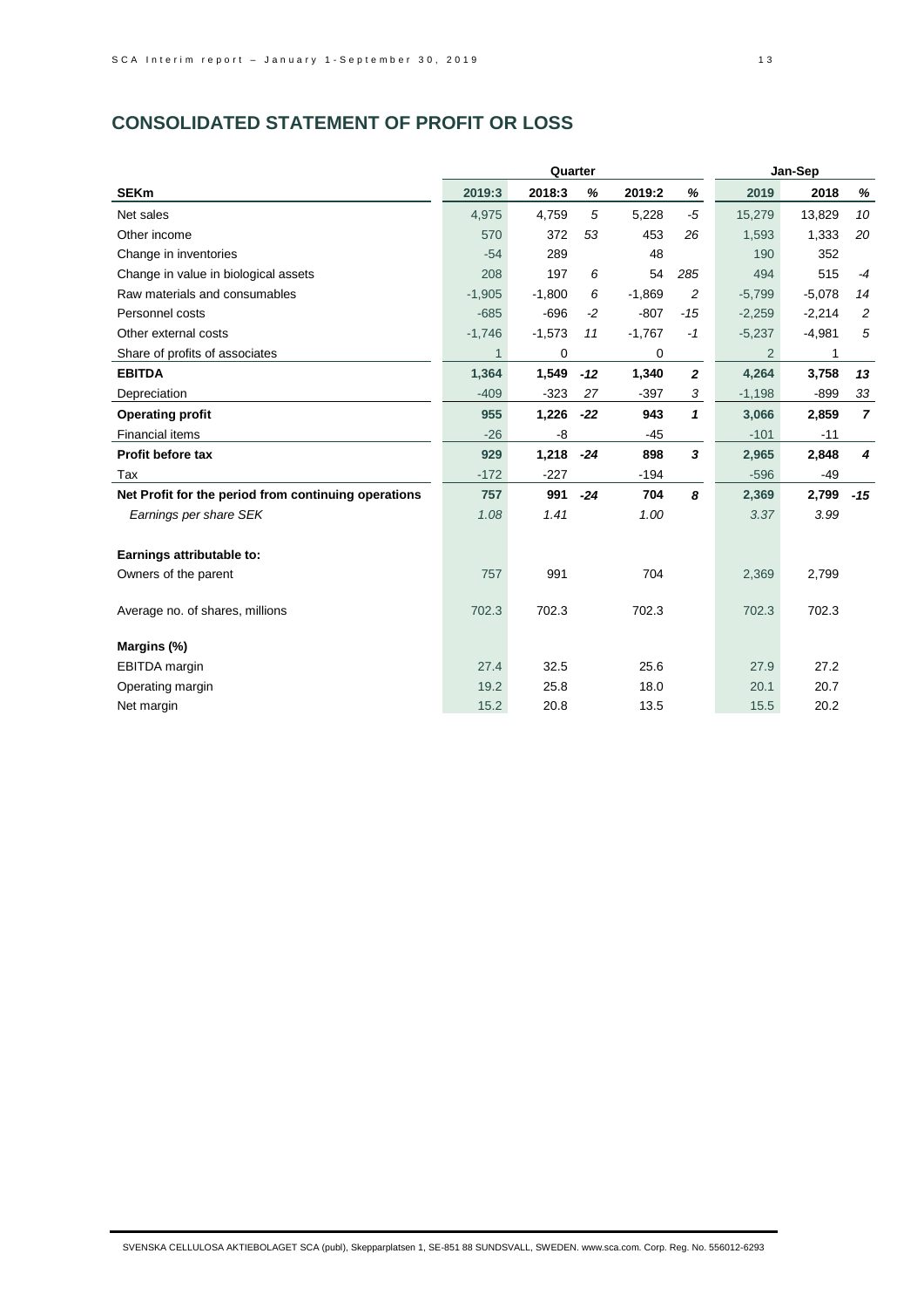## CONSOLIDATED STATEMENT OF PROFIT OR LOSS

| | Quarter | | | | | Jan-Sep | | |
|---|---|---|---|---|---|---|---|---|
| **SEKm** | **2019:3** | **2018:3** | **%** | **2019:2** | **%** | **2019** | **2018** | **%** |
| Net sales | 4,975 | 4,759 | *5* | 5,228 | *-5* | 15,279 | 13,829 | *10* |
| Other income | 570 | 372 | *53* | 453 | *26* | 1,593 | 1,333 | *20* |
| Change in inventories | -54 | 289 | | 48 | | 190 | 352 | |
| Change in value in biological assets | 208 | 197 | *6* | 54 | *285* | 494 | 515 | *-4* |
| Raw materials and consumables | -1,905 | -1,800 | *6* | -1,869 | *2* | -5,799 | -5,078 | *14* |
| Personnel costs | -685 | -696 | *-2* | -807 | *-15* | -2,259 | -2,214 | *2* |
| Other external costs | -1,746 | -1,573 | *11* | -1,767 | *-1* | -5,237 | -4,981 | *5* |
| Share of profits of associates | 1 | 0 | | 0 | | 2 | 1 | |
| **EBITDA** | **1,364** | **1,549** | ***-12*** | **1,340** | ***2*** | **4,264** | **3,758** | ***13*** |
| Depreciation | -409 | -323 | *27* | -397 | *3* | -1,198 | -899 | *33* |
| **Operating profit** | **955** | **1,226** | ***-22*** | **943** | ***1*** | **3,066** | **2,859** | ***7*** |
| Financial items | -26 | -8 | | -45 | | -101 | -11 | |
| **Profit before tax** | **929** | **1,218** | ***-24*** | **898** | ***3*** | **2,965** | **2,848** | ***4*** |
| Tax | -172 | -227 | | -194 | | -596 | -49 | |
| **Net Profit for the period from continuing operations** | **757** | **991** | ***-24*** | **704** | ***8*** | **2,369** | **2,799** | ***-15*** |
| *Earnings per share SEK* | *1.08* | *1.41* | | *1.00* | | *3.37* | *3.99* | |
| | | | | | | | | |
| **Earnings attributable to:** | | | | | | | | |
| Owners of the parent | 757 | 991 | | 704 | | 2,369 | 2,799 | |
| | | | | | | | | |
| Average no. of shares, millions | 702.3 | 702.3 | | 702.3 | | 702.3 | 702.3 | |
| | | | | | | | | |
| **Margins (%)** | | | | | | | | |
| EBITDA margin | 27.4 | 32.5 | | 25.6 | | 27.9 | 27.2 | |
| Operating margin | 19.2 | 25.8 | | 18.0 | | 20.1 | 20.7 | |
| Net margin | 15.2 | 20.8 | | 13.5 | | 15.5 | 20.2 | |

SVENSKA CELLULOSA AKTIEBOLAGET SCA (publ), Skepparplatsen 1, SE-851 88 SUNDSVALL, SWEDEN. www.sca.com. Corp. Reg. No. 556012-6293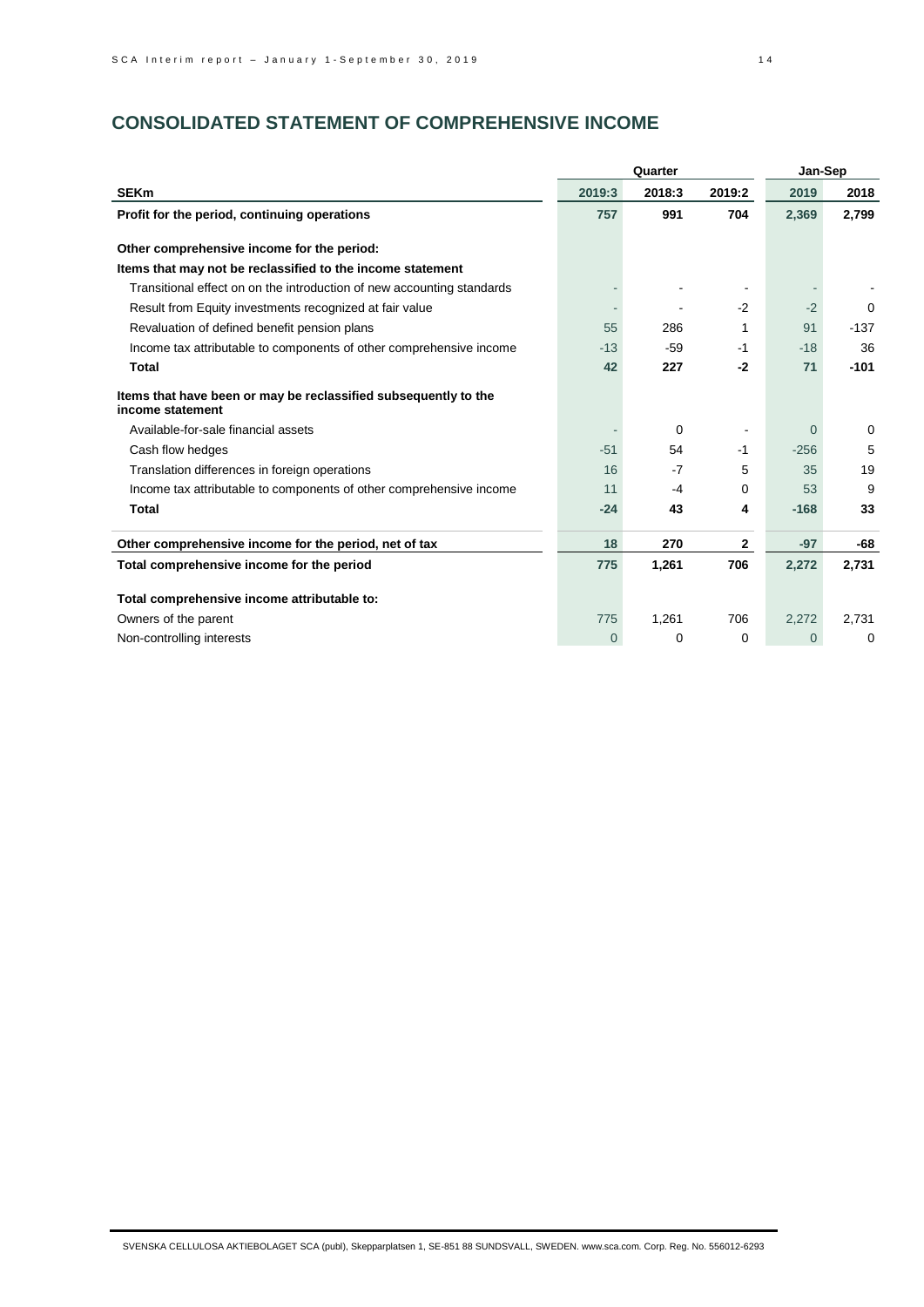## CONSOLIDATED STATEMENT OF COMPREHENSIVE INCOME

| | Quarter | | | Jan-Sep | |
|---|---|---|---|---|---|
| **SEKm** | **2019:3** | **2018:3** | **2019:2** | **2019** | **2018** |
| **Profit for the period, continuing operations** | **757** | **991** | **704** | **2,369** | **2,799** |
| | | | | | |
| **Other comprehensive income for the period:** | | | | | |
| **Items that may not be reclassified to the income statement** | | | | | |
| Transitional effect on on the introduction of new accounting standards | - | - | - | - | - |
| Result from Equity investments recognized at fair value | - | - | -2 | -2 | 0 |
| Revaluation of defined benefit pension plans | 55 | 286 | 1 | 91 | -137 |
| Income tax attributable to components of other comprehensive income | -13 | -59 | -1 | -18 | 36 |
| **Total** | **42** | **227** | **-2** | **71** | **-101** |
| | | | | | |
| **Items that have been or may be reclassified subsequently to the income statement** | | | | | |
| Available-for-sale financial assets | - | 0 | - | 0 | 0 |
| Cash flow hedges | -51 | 54 | -1 | -256 | 5 |
| Translation differences in foreign operations | 16 | -7 | 5 | 35 | 19 |
| Income tax attributable to components of other comprehensive income | 11 | -4 | 0 | 53 | 9 |
| **Total** | **-24** | **43** | **4** | **-168** | **33** |
| | | | | | |
| **Other comprehensive income for the period, net of tax** | **18** | **270** | **2** | **-97** | **-68** |
| **Total comprehensive income for the period** | **775** | **1,261** | **706** | **2,272** | **2,731** |
| | | | | | |
| **Total comprehensive income attributable to:** | | | | | |
| Owners of the parent | 775 | 1,261 | 706 | 2,272 | 2,731 |
| Non-controlling interests | 0 | 0 | 0 | 0 | 0 |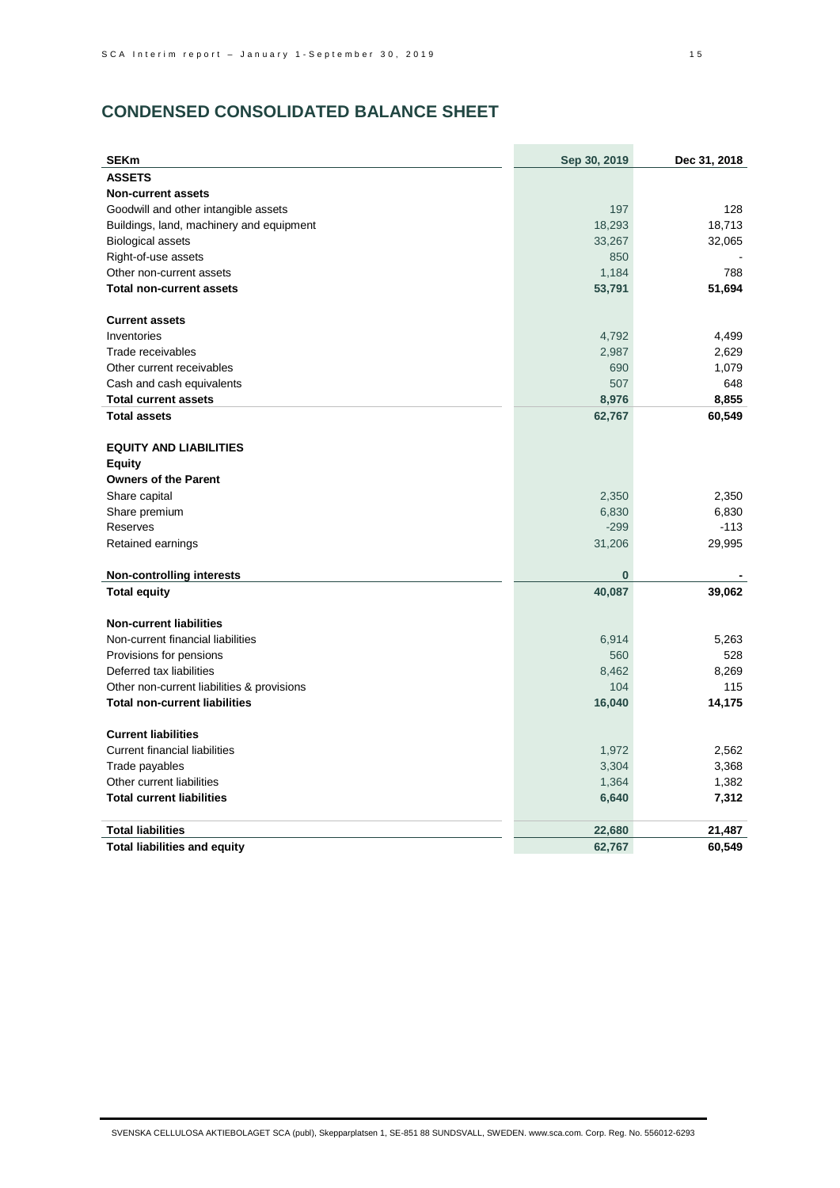## CONDENSED CONSOLIDATED BALANCE SHEET

| SEKm | Sep 30, 2019 | Dec 31, 2018 |
|---|---|---|
| **ASSETS** | | |
| **Non-current assets** | | |
| Goodwill and other intangible assets | 197 | 128 |
| Buildings, land, machinery and equipment | 18,293 | 18,713 |
| Biological assets | 33,267 | 32,065 |
| Right-of-use assets | 850 | - |
| Other non-current assets | 1,184 | 788 |
| **Total non-current assets** | **53,791** | **51,694** |
| | | |
| **Current assets** | | |
| Inventories | 4,792 | 4,499 |
| Trade receivables | 2,987 | 2,629 |
| Other current receivables | 690 | 1,079 |
| Cash and cash equivalents | 507 | 648 |
| **Total current assets** | **8,976** | **8,855** |
| **Total assets** | **62,767** | **60,549** |
| | | |
| **EQUITY AND LIABILITIES** | | |
| **Equity** | | |
| **Owners of the Parent** | | |
| Share capital | 2,350 | 2,350 |
| Share premium | 6,830 | 6,830 |
| Reserves | -299 | -113 |
| Retained earnings | 31,206 | 29,995 |
| | | |
| **Non-controlling interests** | **0** | **-** |
| **Total equity** | **40,087** | **39,062** |
| | | |
| **Non-current liabilities** | | |
| Non-current financial liabilities | 6,914 | 5,263 |
| Provisions for pensions | 560 | 528 |
| Deferred tax liabilities | 8,462 | 8,269 |
| Other non-current liabilities & provisions | 104 | 115 |
| **Total non-current liabilities** | **16,040** | **14,175** |
| | | |
| **Current liabilities** | | |
| Current financial liabilities | 1,972 | 2,562 |
| Trade payables | 3,304 | 3,368 |
| Other current liabilities | 1,364 | 1,382 |
| **Total current liabilities** | **6,640** | **7,312** |
| | | |
| **Total liabilities** | **22,680** | **21,487** |
| **Total liabilities and equity** | **62,767** | **60,549** |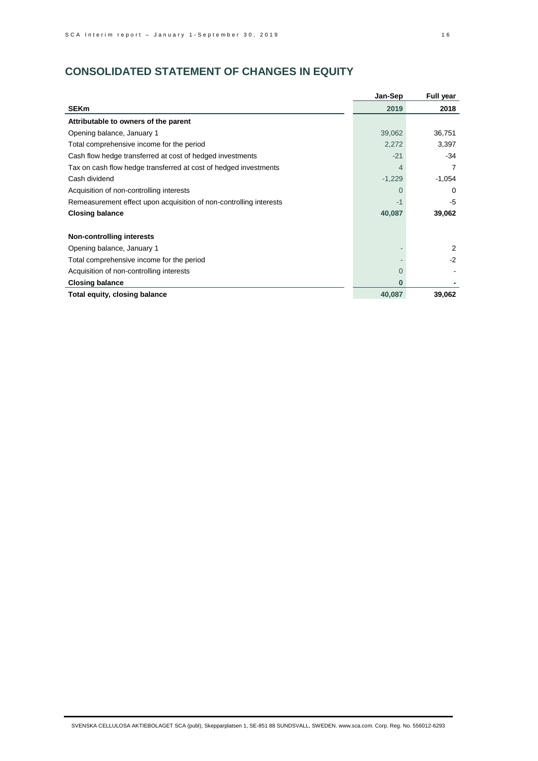## CONSOLIDATED STATEMENT OF CHANGES IN EQUITY

| | Jan-Sep | Full year |
|---|---|---|
| **SEKm** | **2019** | **2018** |
| **Attributable to owners of the parent** | | |
| Opening balance, January 1 | 39,062 | 36,751 |
| Total comprehensive income for the period | 2,272 | 3,397 |
| Cash flow hedge transferred at cost of hedged investments | -21 | -34 |
| Tax on cash flow hedge transferred at cost of hedged investments | 4 | 7 |
| Cash dividend | -1,229 | -1,054 |
| Acquisition of non-controlling interests | 0 | 0 |
| Remeasurement effect upon acquisition of non-controlling interests | -1 | -5 |
| **Closing balance** | **40,087** | **39,062** |
| | | |
| **Non-controlling interests** | | |
| Opening balance, January 1 | - | 2 |
| Total comprehensive income for the period | - | -2 |
| Acquisition of non-controlling interests | 0 | - |
| **Closing balance** | **0** | **-** |
| **Total equity, closing balance** | **40,087** | **39,062** |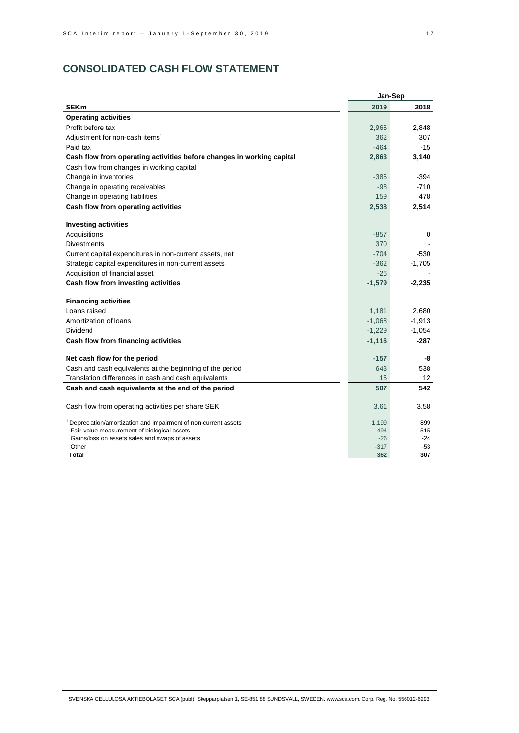## CONSOLIDATED CASH FLOW STATEMENT

| SEKm | Jan-Sep 2019 | Jan-Sep 2018 |
|---|---|---|
| **Operating activities** | | |
| Profit before tax | 2,965 | 2,848 |
| Adjustment for non-cash items[1] | 362 | 307 |
| Paid tax | -464 | -15 |
| **Cash flow from operating activities before changes in working capital** | **2,863** | **3,140** |
| Cash flow from changes in working capital | | |
| Change in inventories | -386 | -394 |
| Change in operating receivables | -98 | -710 |
| Change in operating liabilities | 159 | 478 |
| **Cash flow from operating activities** | **2,538** | **2,514** |
| | | |
| **Investing activities** | | |
| Acquisitions | -857 | 0 |
| Divestments | 370 | - |
| Current capital expenditures in non-current assets, net | -704 | -530 |
| Strategic capital expenditures in non-current assets | -362 | -1,705 |
| Acquisition of financial asset | -26 | - |
| **Cash flow from investing activities** | **-1,579** | **-2,235** |
| | | |
| **Financing activities** | | |
| Loans raised | 1,181 | 2,680 |
| Amortization of loans | -1,068 | -1,913 |
| Dividend | -1,229 | -1,054 |
| **Cash flow from financing activities** | **-1,116** | **-287** |
| | | |
| **Net cash flow for the period** | **-157** | **-8** |
| Cash and cash equivalents at the beginning of the period | 648 | 538 |
| Translation differences in cash and cash equivalents | 16 | 12 |
| **Cash and cash equivalents at the end of the period** | **507** | **542** |
| | | |
| Cash flow from operating activities per share SEK | 3.61 | 3.58 |

| | 2019 | 2018 |
|---|---|---|
| [1] Depreciation/amortization and impairment of non-current assets | 1,199 | 899 |
| Fair-value measurement of biological assets | -494 | -515 |
| Gains/loss on assets sales and swaps of assets | -26 | -24 |
| Other | -317 | -53 |
| **Total** | **362** | **307** |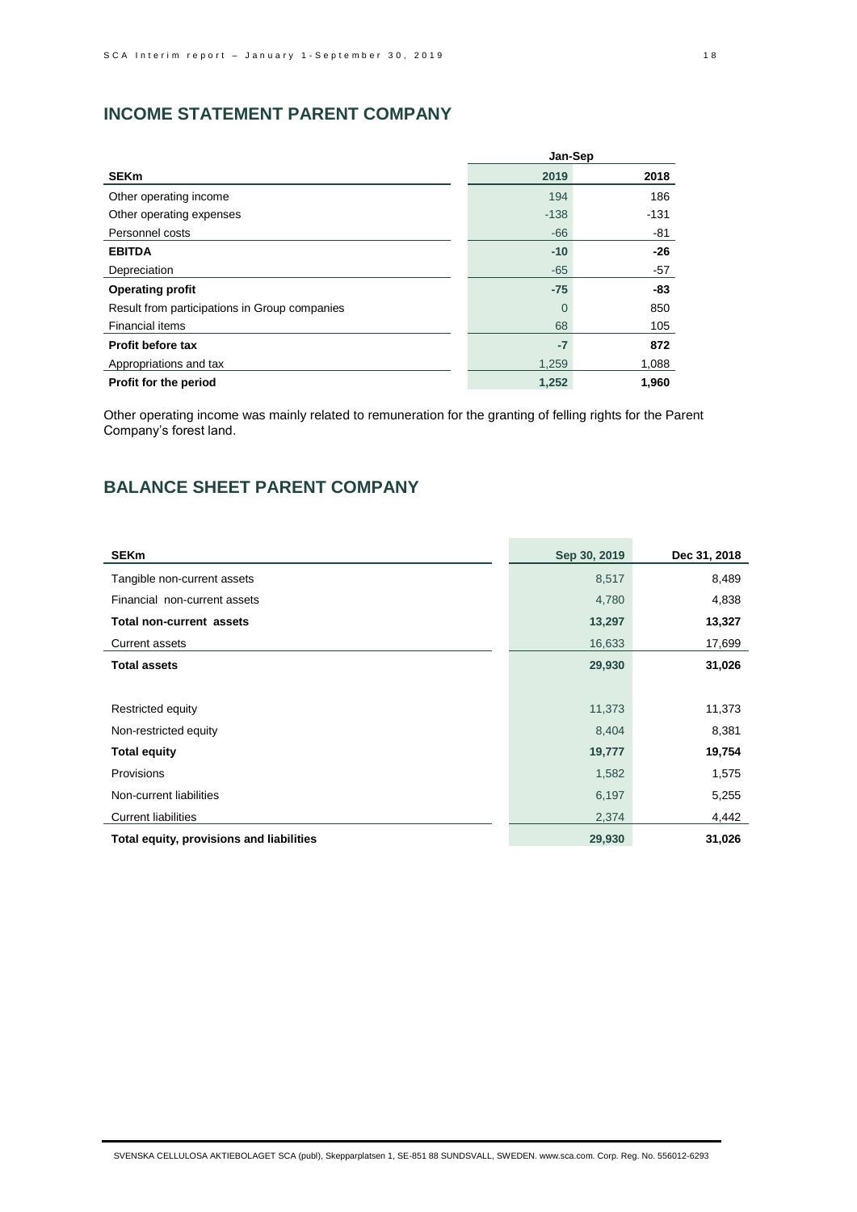## INCOME STATEMENT PARENT COMPANY

| | Jan-Sep | |
|---|---|---|
| **SEKm** | **2019** | **2018** |
| Other operating income | 194 | 186 |
| Other operating expenses | -138 | -131 |
| Personnel costs | -66 | -81 |
| **EBITDA** | **-10** | **-26** |
| Depreciation | -65 | -57 |
| **Operating profit** | **-75** | **-83** |
| Result from participations in Group companies | 0 | 850 |
| Financial items | 68 | 105 |
| **Profit before tax** | **-7** | **872** |
| Appropriations and tax | 1,259 | 1,088 |
| **Profit for the period** | **1,252** | **1,960** |

Other operating income was mainly related to remuneration for the granting of felling rights for the Parent Company's forest land.

## BALANCE SHEET PARENT COMPANY

| SEKm | Sep 30, 2019 | Dec 31, 2018 |
|---|---|---|
| Tangible non-current assets | 8,517 | 8,489 |
| Financial non-current assets | 4,780 | 4,838 |
| **Total non-current assets** | **13,297** | **13,327** |
| Current assets | 16,633 | 17,699 |
| **Total assets** | **29,930** | **31,026** |
| | | |
| Restricted equity | 11,373 | 11,373 |
| Non-restricted equity | 8,404 | 8,381 |
| **Total equity** | **19,777** | **19,754** |
| Provisions | 1,582 | 1,575 |
| Non-current liabilities | 6,197 | 5,255 |
| Current liabilities | 2,374 | 4,442 |
| **Total equity, provisions and liabilities** | **29,930** | **31,026** |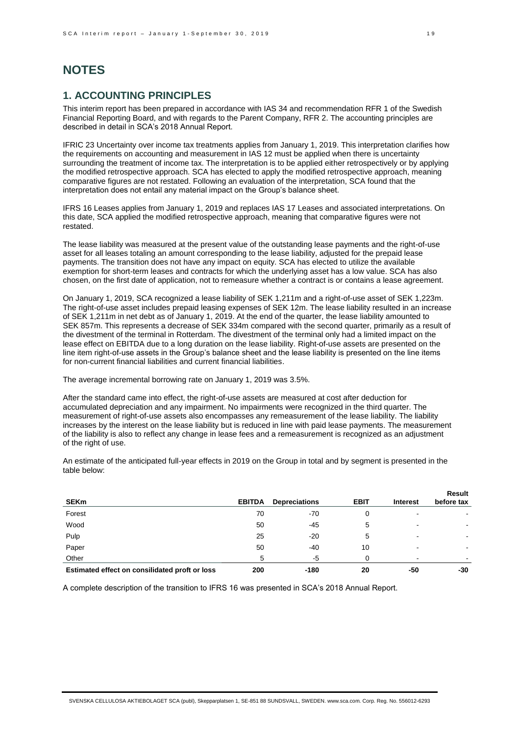# NOTES

## 1. ACCOUNTING PRINCIPLES

This interim report has been prepared in accordance with IAS 34 and recommendation RFR 1 of the Swedish Financial Reporting Board, and with regards to the Parent Company, RFR 2. The accounting principles are described in detail in SCA's 2018 Annual Report.

IFRIC 23 Uncertainty over income tax treatments applies from January 1, 2019. This interpretation clarifies how the requirements on accounting and measurement in IAS 12 must be applied when there is uncertainty surrounding the treatment of income tax. The interpretation is to be applied either retrospectively or by applying the modified retrospective approach. SCA has elected to apply the modified retrospective approach, meaning comparative figures are not restated. Following an evaluation of the interpretation, SCA found that the interpretation does not entail any material impact on the Group's balance sheet.

IFRS 16 Leases applies from January 1, 2019 and replaces IAS 17 Leases and associated interpretations. On this date, SCA applied the modified retrospective approach, meaning that comparative figures were not restated.

The lease liability was measured at the present value of the outstanding lease payments and the right-of-use asset for all leases totaling an amount corresponding to the lease liability, adjusted for the prepaid lease payments. The transition does not have any impact on equity. SCA has elected to utilize the available exemption for short-term leases and contracts for which the underlying asset has a low value. SCA has also chosen, on the first date of application, not to remeasure whether a contract is or contains a lease agreement.

On January 1, 2019, SCA recognized a lease liability of SEK 1,211m and a right-of-use asset of SEK 1,223m. The right-of-use asset includes prepaid leasing expenses of SEK 12m. The lease liability resulted in an increase of SEK 1,211m in net debt as of January 1, 2019. At the end of the quarter, the lease liability amounted to SEK 857m. This represents a decrease of SEK 334m compared with the second quarter, primarily as a result of the divestment of the terminal in Rotterdam. The divestment of the terminal only had a limited impact on the lease effect on EBITDA due to a long duration on the lease liability. Right-of-use assets are presented on the line item right-of-use assets in the Group's balance sheet and the lease liability is presented on the line items for non-current financial liabilities and current financial liabilities.

The average incremental borrowing rate on January 1, 2019 was 3.5%.

After the standard came into effect, the right-of-use assets are measured at cost after deduction for accumulated depreciation and any impairment. No impairments were recognized in the third quarter. The measurement of right-of-use assets also encompasses any remeasurement of the lease liability. The liability increases by the interest on the lease liability but is reduced in line with paid lease payments. The measurement of the liability is also to reflect any change in lease fees and a remeasurement is recognized as an adjustment of the right of use.

An estimate of the anticipated full-year effects in 2019 on the Group in total and by segment is presented in the table below:

| SEKm | EBITDA | Depreciations | EBIT | Interest | Result before tax |
|---|---|---|---|---|---|
| Forest | 70 | -70 | 0 | - | - |
| Wood | 50 | -45 | 5 | - | - |
| Pulp | 25 | -20 | 5 | - | - |
| Paper | 50 | -40 | 10 | - | - |
| Other | 5 | -5 | 0 | - | - |
| **Estimated effect on consilidated profit or loss** | **200** | **-180** | **20** | **-50** | **-30** |

A complete description of the transition to IFRS 16 was presented in SCA's 2018 Annual Report.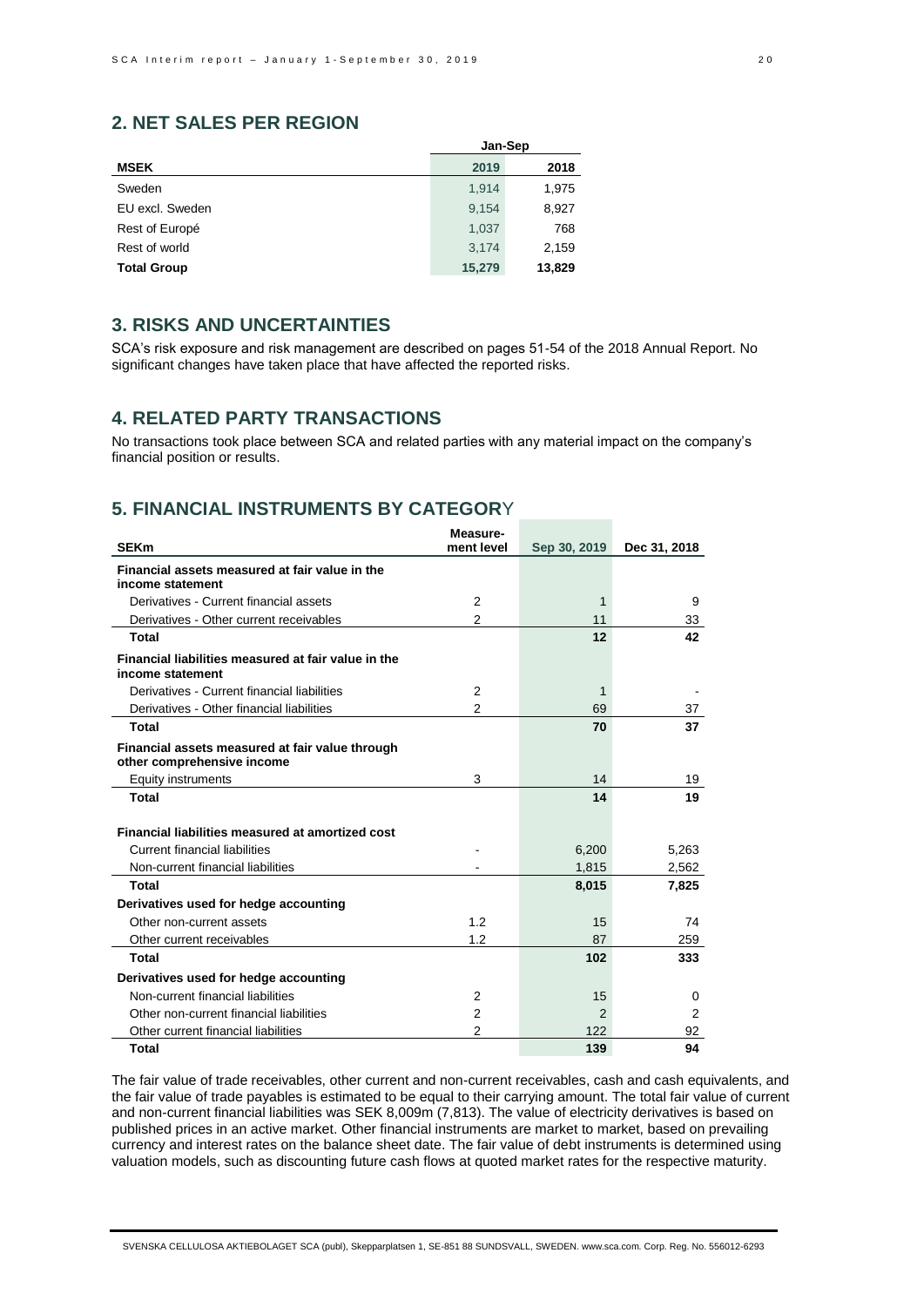## 2. NET SALES PER REGION

| MSEK | Jan-Sep 2019 | Jan-Sep 2018 |
|---|---|---|
| Sweden | 1,914 | 1,975 |
| EU excl. Sweden | 9,154 | 8,927 |
| Rest of Europé | 1,037 | 768 |
| Rest of world | 3,174 | 2,159 |
| **Total Group** | **15,279** | **13,829** |

## 3. RISKS AND UNCERTAINTIES

SCA's risk exposure and risk management are described on pages 51-54 of the 2018 Annual Report. No significant changes have taken place that have affected the reported risks.

## 4. RELATED PARTY TRANSACTIONS

No transactions took place between SCA and related parties with any material impact on the company's financial position or results.

## 5. FINANCIAL INSTRUMENTS BY CATEGORY

| SEKm | Measure-ment level | Sep 30, 2019 | Dec 31, 2018 |
|---|---|---|---|
| **Financial assets measured at fair value in the income statement** | | | |
| Derivatives - Current financial assets | 2 | 1 | 9 |
| Derivatives - Other current receivables | 2 | 11 | 33 |
| **Total** | | **12** | **42** |
| **Financial liabilities measured at fair value in the income statement** | | | |
| Derivatives - Current financial liabilities | 2 | 1 | - |
| Derivatives - Other financial liabilities | 2 | 69 | 37 |
| **Total** | | **70** | **37** |
| **Financial assets measured at fair value through other comprehensive income** | | | |
| Equity instruments | 3 | 14 | 19 |
| **Total** | | **14** | **19** |
| **Financial liabilities measured at amortized cost** | | | |
| Current financial liabilities | - | 6,200 | 5,263 |
| Non-current financial liabilities | - | 1,815 | 2,562 |
| **Total** | | **8,015** | **7,825** |
| **Derivatives used for hedge accounting** | | | |
| Other non-current assets | 1.2 | 15 | 74 |
| Other current receivables | 1.2 | 87 | 259 |
| **Total** | | **102** | **333** |
| **Derivatives used for hedge accounting** | | | |
| Non-current financial liabilities | 2 | 15 | 0 |
| Other non-current financial liabilities | 2 | 2 | 2 |
| Other current financial liabilities | 2 | 122 | 92 |
| **Total** | | **139** | **94** |

The fair value of trade receivables, other current and non-current receivables, cash and cash equivalents, and the fair value of trade payables is estimated to be equal to their carrying amount. The total fair value of current and non-current financial liabilities was SEK 8,009m (7,813). The value of electricity derivatives is based on published prices in an active market. Other financial instruments are market to market, based on prevailing currency and interest rates on the balance sheet date. The fair value of debt instruments is determined using valuation models, such as discounting future cash flows at quoted market rates for the respective maturity.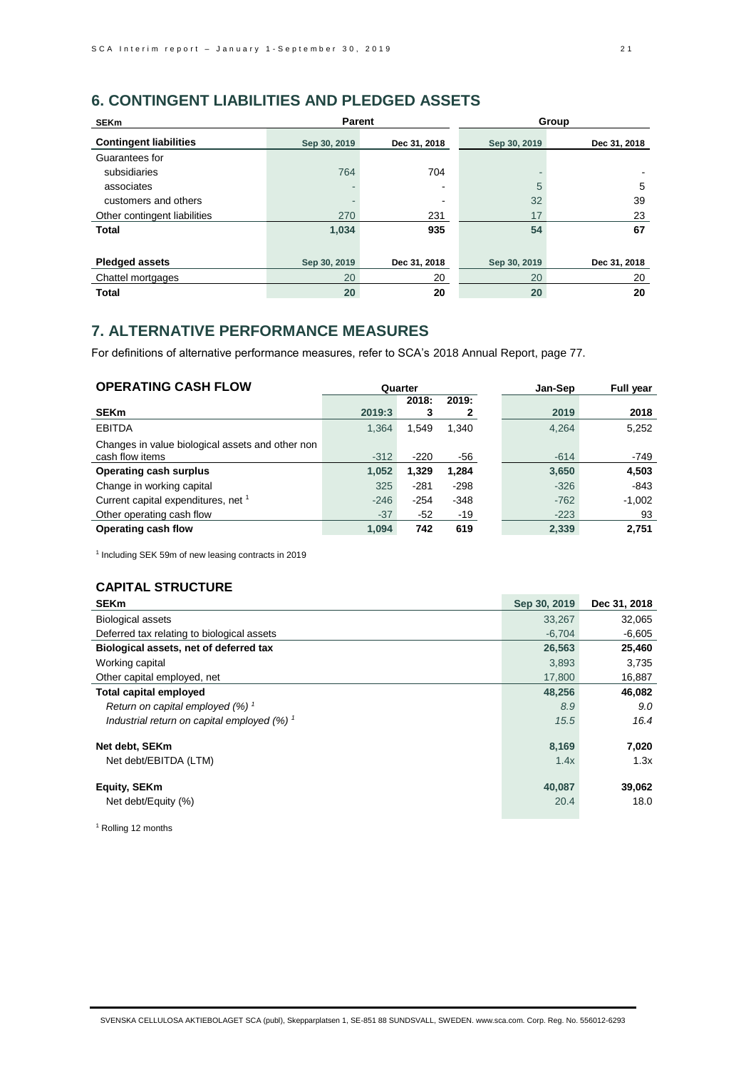## 6. CONTINGENT LIABILITIES AND PLEDGED ASSETS

| SEKm | Parent | | Group | |
|---|---|---|---|---|
| **Contingent liabilities** | Sep 30, 2019 | Dec 31, 2018 | Sep 30, 2019 | Dec 31, 2018 |
| Guarantees for | | | | |
| subsidiaries | 764 | 704 | - | - |
| associates | - | - | 5 | 5 |
| customers and others | - | - | 32 | 39 |
| Other contingent liabilities | 270 | 231 | 17 | 23 |
| **Total** | **1,034** | **935** | **54** | **67** |
| | | | | |
| **Pledged assets** | Sep 30, 2019 | Dec 31, 2018 | Sep 30, 2019 | Dec 31, 2018 |
| Chattel mortgages | 20 | 20 | 20 | 20 |
| **Total** | **20** | **20** | **20** | **20** |

## 7. ALTERNATIVE PERFORMANCE MEASURES

For definitions of alternative performance measures, refer to SCA's 2018 Annual Report, page 77.

### OPERATING CASH FLOW

| | Quarter | | | Jan-Sep | Full year |
|---|---|---|---|---|---|
| **SEKm** | **2019:3** | **2018:3** | **2019:2** | **2019** | **2018** |
| EBITDA | 1,364 | 1,549 | 1,340 | 4,264 | 5,252 |
| Changes in value biological assets and other non cash flow items | -312 | -220 | -56 | -614 | -749 |
| **Operating cash surplus** | **1,052** | **1,329** | **1,284** | **3,650** | **4,503** |
| Change in working capital | 325 | -281 | -298 | -326 | -843 |
| Current capital expenditures, net [1] | -246 | -254 | -348 | -762 | -1,002 |
| Other operating cash flow | -37 | -52 | -19 | -223 | 93 |
| **Operating cash flow** | **1,094** | **742** | **619** | **2,339** | **2,751** |

[1] Including SEK 59m of new leasing contracts in 2019

### CAPITAL STRUCTURE

| SEKm | Sep 30, 2019 | Dec 31, 2018 |
|---|---|---|
| Biological assets | 33,267 | 32,065 |
| Deferred tax relating to biological assets | -6,704 | -6,605 |
| **Biological assets, net of deferred tax** | **26,563** | **25,460** |
| Working capital | 3,893 | 3,735 |
| Other capital employed, net | 17,800 | 16,887 |
| **Total capital employed** | **48,256** | **46,082** |
| *Return on capital employed (%)* [1] | *8.9* | *9.0* |
| *Industrial return on capital employed (%)* [1] | *15.5* | *16.4* |
| | | |
| **Net debt, SEKm** | **8,169** | **7,020** |
| Net debt/EBITDA (LTM) | 1.4x | 1.3x |
| | | |
| **Equity, SEKm** | **40,087** | **39,062** |
| Net debt/Equity (%) | 20.4 | 18.0 |

[1] Rolling 12 months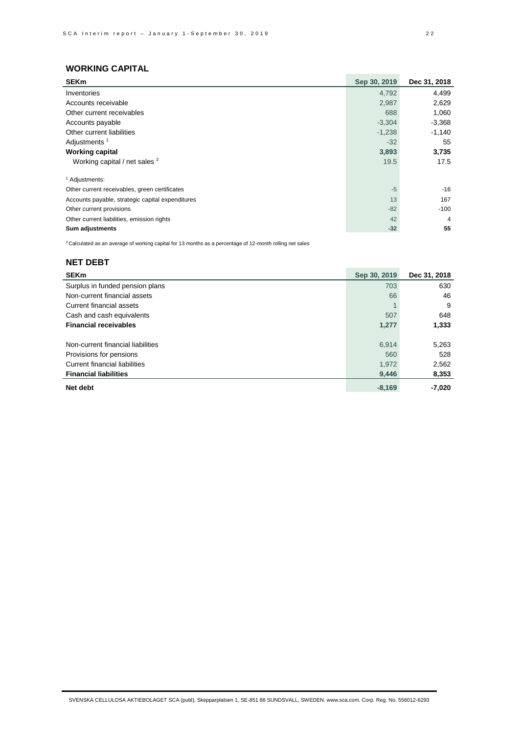## WORKING CAPITAL

| SEKm | Sep 30, 2019 | Dec 31, 2018 |
|---|---|---|
| Inventories | 4,792 | 4,499 |
| Accounts receivable | 2,987 | 2,629 |
| Other current receivables | 688 | 1,060 |
| Accounts payable | -3,304 | -3,368 |
| Other current liabilities | -1,238 | -1,140 |
| Adjustments [1] | -32 | 55 |
| **Working capital** | **3,893** | **3,735** |
| Working capital / net sales [2] | 19.5 | 17.5 |
| | | |
| [1] Adjustments: | | |
| Other current receivables, green certificates | -5 | -16 |
| Accounts payable, strategic capital expenditures | 13 | 167 |
| Other current provisions | -82 | -100 |
| Other current liabilities, emission rights | 42 | 4 |
| **Sum adjustments** | **-32** | **55** |

[2] Calculated as an average of working capital for 13 months as a percentage of 12-month rolling net sales

## NET DEBT

| SEKm | Sep 30, 2019 | Dec 31, 2018 |
|---|---|---|
| Surplus in funded pension plans | 703 | 630 |
| Non-current financial assets | 66 | 46 |
| Current financial assets | 1 | 9 |
| Cash and cash equivalents | 507 | 648 |
| **Financial receivables** | **1,277** | **1,333** |
| | | |
| Non-current financial liabilities | 6,914 | 5,263 |
| Provisions for pensions | 560 | 528 |
| Current financial liabilities | 1,972 | 2,562 |
| **Financial liabilities** | **9,446** | **8,353** |
| **Net debt** | **-8,169** | **-7,020** |

SVENSKA CELLULOSA AKTIEBOLAGET SCA (publ), Skepparplatsen 1, SE-851 88 SUNDSVALL, SWEDEN. www.sca.com. Corp. Reg. No. 556012-6293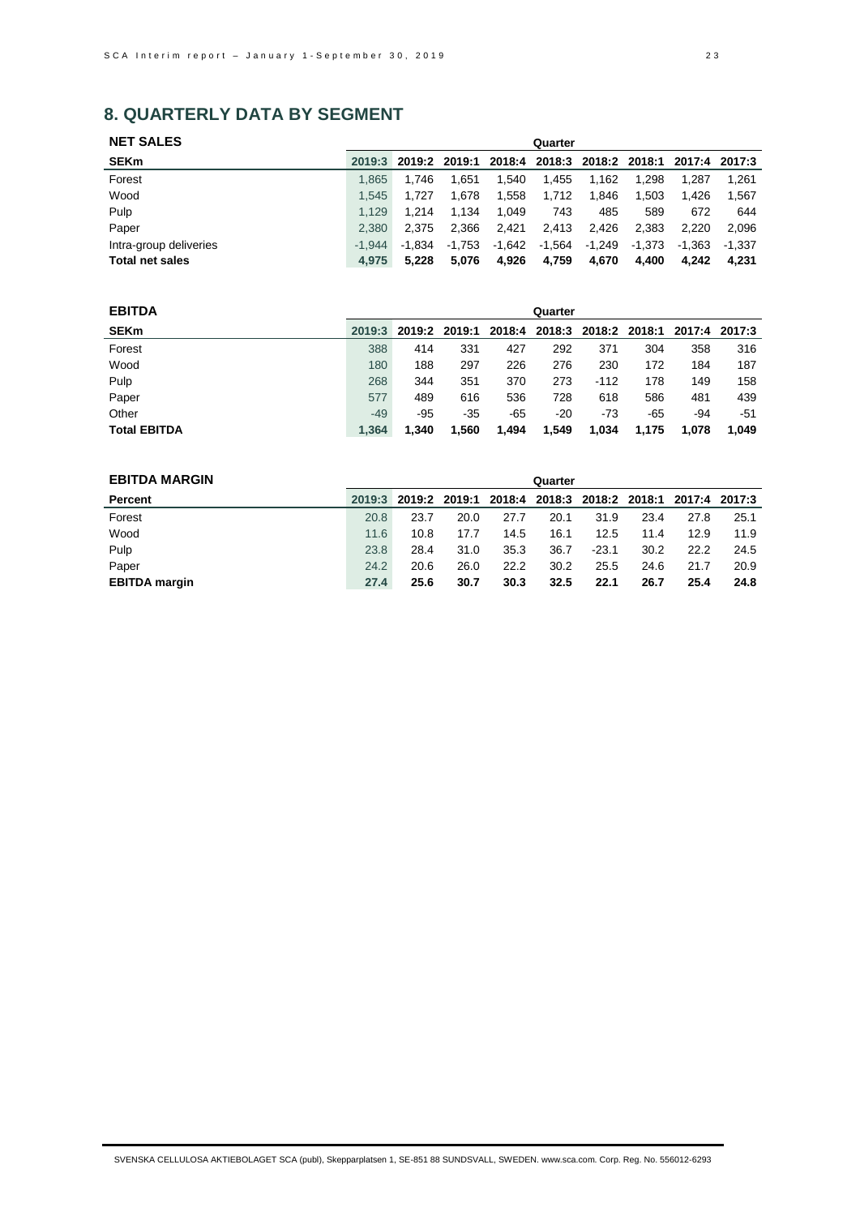## 8. QUARTERLY DATA BY SEGMENT

| NET SALES | Quarter | | | | | | | | |
|---|---|---|---|---|---|---|---|---|---|
| **SEKm** | **2019:3** | **2019:2** | **2019:1** | **2018:4** | **2018:3** | **2018:2** | **2018:1** | **2017:4** | **2017:3** |
| Forest | 1,865 | 1,746 | 1,651 | 1,540 | 1,455 | 1,162 | 1,298 | 1,287 | 1,261 |
| Wood | 1,545 | 1,727 | 1,678 | 1,558 | 1,712 | 1,846 | 1,503 | 1,426 | 1,567 |
| Pulp | 1,129 | 1,214 | 1,134 | 1,049 | 743 | 485 | 589 | 672 | 644 |
| Paper | 2,380 | 2,375 | 2,366 | 2,421 | 2,413 | 2,426 | 2,383 | 2,220 | 2,096 |
| Intra-group deliveries | -1,944 | -1,834 | -1,753 | -1,642 | -1,564 | -1,249 | -1,373 | -1,363 | -1,337 |
| **Total net sales** | **4,975** | **5,228** | **5,076** | **4,926** | **4,759** | **4,670** | **4,400** | **4,242** | **4,231** |

| EBITDA | Quarter | | | | | | | | |
|---|---|---|---|---|---|---|---|---|---|
| **SEKm** | **2019:3** | **2019:2** | **2019:1** | **2018:4** | **2018:3** | **2018:2** | **2018:1** | **2017:4** | **2017:3** |
| Forest | 388 | 414 | 331 | 427 | 292 | 371 | 304 | 358 | 316 |
| Wood | 180 | 188 | 297 | 226 | 276 | 230 | 172 | 184 | 187 |
| Pulp | 268 | 344 | 351 | 370 | 273 | -112 | 178 | 149 | 158 |
| Paper | 577 | 489 | 616 | 536 | 728 | 618 | 586 | 481 | 439 |
| Other | -49 | -95 | -35 | -65 | -20 | -73 | -65 | -94 | -51 |
| **Total EBITDA** | **1,364** | **1,340** | **1,560** | **1,494** | **1,549** | **1,034** | **1,175** | **1,078** | **1,049** |

| EBITDA MARGIN | Quarter | | | | | | | | |
|---|---|---|---|---|---|---|---|---|---|
| **Percent** | **2019:3** | **2019:2** | **2019:1** | **2018:4** | **2018:3** | **2018:2** | **2018:1** | **2017:4** | **2017:3** |
| Forest | 20.8 | 23.7 | 20.0 | 27.7 | 20.1 | 31.9 | 23.4 | 27.8 | 25.1 |
| Wood | 11.6 | 10.8 | 17.7 | 14.5 | 16.1 | 12.5 | 11.4 | 12.9 | 11.9 |
| Pulp | 23.8 | 28.4 | 31.0 | 35.3 | 36.7 | -23.1 | 30.2 | 22.2 | 24.5 |
| Paper | 24.2 | 20.6 | 26.0 | 22.2 | 30.2 | 25.5 | 24.6 | 21.7 | 20.9 |
| **EBITDA margin** | **27.4** | **25.6** | **30.7** | **30.3** | **32.5** | **22.1** | **26.7** | **25.4** | **24.8** |